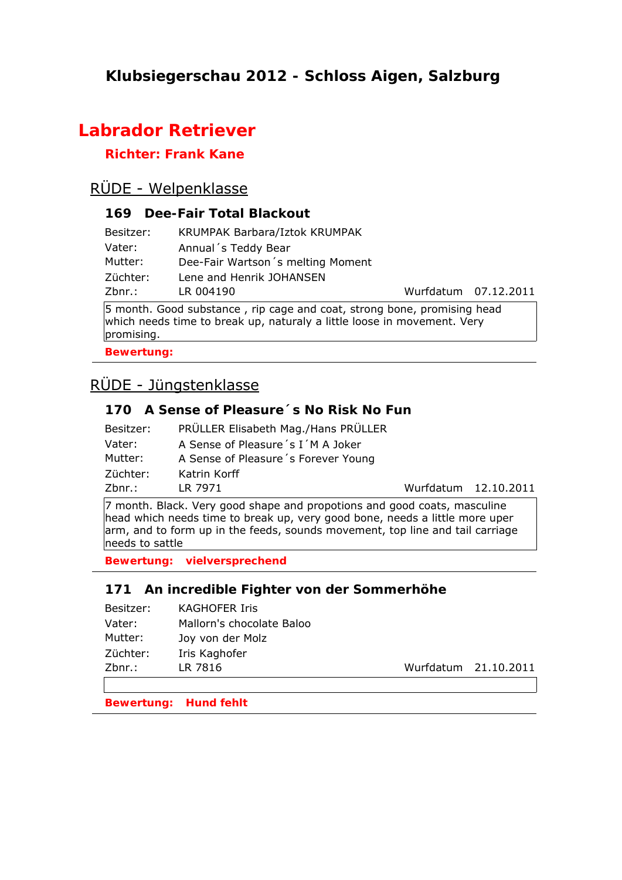# Klubsiegerschau 2012 - Schloss Aigen, Salzburg

## Labrador Retriever

**Richter: Frank Kane**

## RÜDE - Welpenklasse

### 169 Dee-Fair Total Blackout

Besitzer: KRUMPAK Barbara/Iztok KRUMPAK
Vater: Annual´s Teddy Bear
Mutter: Dee-Fair Wartson´s melting Moment
Züchter: Lene and Henrik JOHANSEN
Zbnr.: LR 004190 Wurfdatum 07.12.2011

5 month. Good substance , rip cage and coat, strong bone, promising head which needs time to break up, naturaly a little loose in movement. Very promising.

**Bewertung:**

## RÜDE - Jüngstenklasse

### 170 A Sense of Pleasure´s No Risk No Fun

Besitzer: PRÜLLER Elisabeth Mag./Hans PRÜLLER
Vater: A Sense of Pleasure´s I´M A Joker
Mutter: A Sense of Pleasure´s Forever Young
Züchter: Katrin Korff
Zbnr.: LR 7971 Wurfdatum 12.10.2011

7 month. Black. Very good shape and propotions and good coats, masculine head which needs time to break up, very good bone, needs a little more uper arm, and to form up in the feeds, sounds movement, top line and tail carriage needs to sattle

**Bewertung: vielversprechend**

### 171 An incredible Fighter von der Sommerhöhe

Besitzer: KAGHOFER Iris
Vater: Mallorn's chocolate Baloo
Mutter: Joy von der Molz
Züchter: Iris Kaghofer
Zbnr.: LR 7816 Wurfdatum 21.10.2011

**Bewertung: Hund fehlt**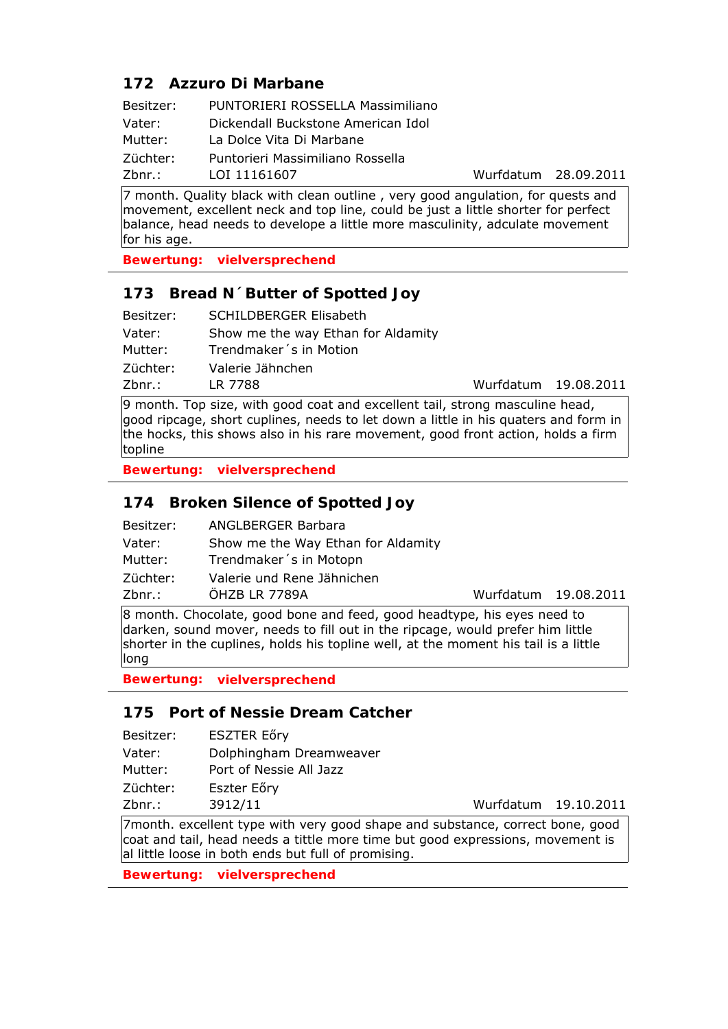## 172 Azzuro Di Marbane

| | | | |
|---|---|---|---|
| Besitzer: | PUNTORIERI ROSSELLA Massimiliano | | |
| Vater: | Dickendall Buckstone American Idol | | |
| Mutter: | La Dolce Vita Di Marbane | | |
| Züchter: | Puntorieri Massimiliano Rossella | | |
| Zbnr.: | LOI 11161607 | Wurfdatum | 28.09.2011 |

7 month. Quality black with clean outline , very good angulation, for quests and movement, excellent neck and top line, could be just a little shorter for perfect balance, head needs to develope a little more masculinity, adculate movement for his age.

**Bewertung: vielversprechend**

---

## 173 Bread N´Butter of Spotted Joy

| | | | |
|---|---|---|---|
| Besitzer: | SCHILDBERGER Elisabeth | | |
| Vater: | Show me the way Ethan for Aldamity | | |
| Mutter: | Trendmaker´s in Motion | | |
| Züchter: | Valerie Jähnchen | | |
| Zbnr.: | LR 7788 | Wurfdatum | 19.08.2011 |

9 month. Top size, with good coat and excellent tail, strong masculine head, good ripcage, short cuplines, needs to let down a little in his quaters and form in the hocks, this shows also in his rare movement, good front action, holds a firm topline

**Bewertung: vielversprechend**

---

## 174 Broken Silence of Spotted Joy

| | | | |
|---|---|---|---|
| Besitzer: | ANGLBERGER Barbara | | |
| Vater: | Show me the Way Ethan for Aldamity | | |
| Mutter: | Trendmaker´s in Motopn | | |
| Züchter: | Valerie und Rene Jähnichen | | |
| Zbnr.: | ÖHZB LR 7789A | Wurfdatum | 19.08.2011 |

8 month. Chocolate, good bone and feed, good headtype, his eyes need to darken, sound mover, needs to fill out in the ripcage, would prefer him little shorter in the cuplines, holds his topline well, at the moment his tail is a little long

**Bewertung: vielversprechend**

---

## 175 Port of Nessie Dream Catcher

| | | | |
|---|---|---|---|
| Besitzer: | ESZTER Eőry | | |
| Vater: | Dolphingham Dreamweaver | | |
| Mutter: | Port of Nessie All Jazz | | |
| Züchter: | Eszter Eőry | | |
| Zbnr.: | 3912/11 | Wurfdatum | 19.10.2011 |

7month. excellent type with very good shape and substance, correct bone, good coat and tail, head needs a tittle more time but good expressions, movement is al little loose in both ends but full of promising.

**Bewertung: vielversprechend**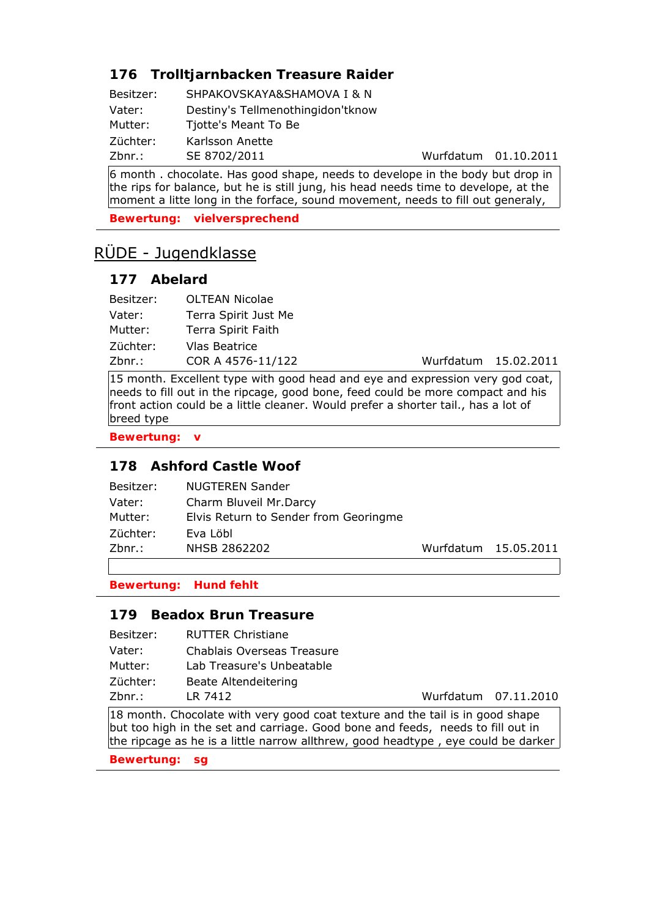### 176 Trolltjarnbacken Treasure Raider

Besitzer: SHPAKOVSKAYA&SHAMOVA I & N
Vater: Destiny's Tellmenothingidon'tknow
Mutter: Tjotte's Meant To Be
Züchter: Karlsson Anette
Zbnr.: SE 8702/2011 Wurfdatum 01.10.2011

6 month . chocolate. Has good shape, needs to develope in the body but drop in the rips for balance, but he is still jung, his head needs time to develope, at the moment a litte long in the forface, sound movement, needs to fill out generaly,

**Bewertung: vielversprechend**

---

## RÜDE - Jugendklasse

### 177 Abelard

Besitzer: OLTEAN Nicolae
Vater: Terra Spirit Just Me
Mutter: Terra Spirit Faith
Züchter: Vlas Beatrice
Zbnr.: COR A 4576-11/122 Wurfdatum 15.02.2011

15 month. Excellent type with good head and eye and expression very god coat, needs to fill out in the ripcage, good bone, feed could be more compact and his front action could be a little cleaner. Would prefer a shorter tail., has a lot of breed type

**Bewertung: v**

---

### 178 Ashford Castle Woof

Besitzer: NUGTEREN Sander
Vater: Charm Bluveil Mr.Darcy
Mutter: Elvis Return to Sender from Georingme
Züchter: Eva Löbl
Zbnr.: NHSB 2862202 Wurfdatum 15.05.2011

**Bewertung: Hund fehlt**

---

### 179 Beadox Brun Treasure

Besitzer: RUTTER Christiane
Vater: Chablais Overseas Treasure
Mutter: Lab Treasure's Unbeatable
Züchter: Beate Altendeitering
Zbnr.: LR 7412 Wurfdatum 07.11.2010

18 month. Chocolate with very good coat texture and the tail is in good shape but too high in the set and carriage. Good bone and feeds, needs to fill out in the ripcage as he is a little narrow allthrew, good headtype , eye could be darker

**Bewertung: sg**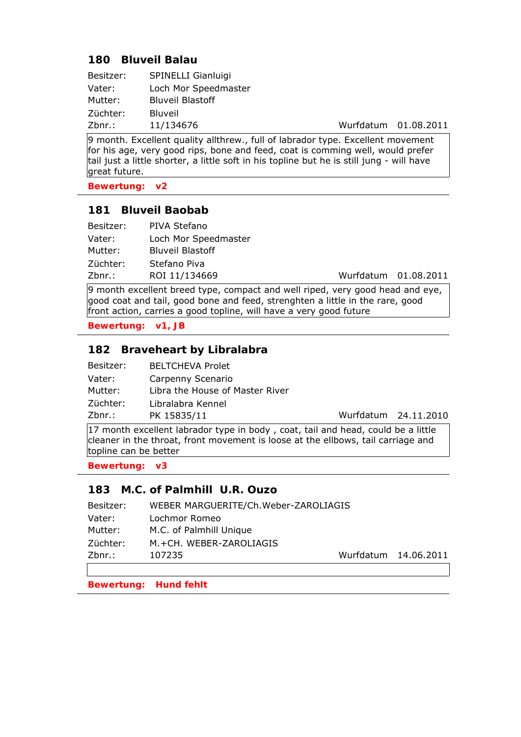### 180 Bluveil Balau

| | | | |
|---|---|---|---|
| Besitzer: | SPINELLI Gianluigi | | |
| Vater: | Loch Mor Speedmaster | | |
| Mutter: | Bluveil Blastoff | | |
| Züchter: | Bluveil | | |
| Zbnr.: | 11/134676 | Wurfdatum | 01.08.2011 |

9 month. Excellent quality allthrew., full of labrador type. Excellent movement for his age, very good rips, bone and feed, coat is comming well, would prefer tail just a little shorter, a little soft in his topline but he is still jung - will have great future.

**Bewertung: v2**

---

### 181 Bluveil Baobab

| | | | |
|---|---|---|---|
| Besitzer: | PIVA Stefano | | |
| Vater: | Loch Mor Speedmaster | | |
| Mutter: | Bluveil Blastoff | | |
| Züchter: | Stefano Piva | | |
| Zbnr.: | ROI 11/134669 | Wurfdatum | 01.08.2011 |

9 month excellent breed type, compact and well riped, very good head and eye, good coat and tail, good bone and feed, strenghten a little in the rare, good front action, carries a good topline, will have a very good future

**Bewertung: v1, JB**

---

### 182 Braveheart by Libralabra

| | | | |
|---|---|---|---|
| Besitzer: | BELTCHEVA Prolet | | |
| Vater: | Carpenny Scenario | | |
| Mutter: | Libra the House of Master River | | |
| Züchter: | Libralabra Kennel | | |
| Zbnr.: | PK 15835/11 | Wurfdatum | 24.11.2010 |

17 month excellent labrador type in body , coat, tail and head, could be a little cleaner in the throat, front movement is loose at the ellbows, tail carriage and topline can be better

**Bewertung: v3**

---

### 183 M.C. of Palmhill U.R. Ouzo

| | | | |
|---|---|---|---|
| Besitzer: | WEBER MARGUERITE/Ch.Weber-ZAROLIAGIS | | |
| Vater: | Lochmor Romeo | | |
| Mutter: | M.C. of Palmhill Unique | | |
| Züchter: | M.+CH. WEBER-ZAROLIAGIS | | |
| Zbnr.: | 107235 | Wurfdatum | 14.06.2011 |

**Bewertung: Hund fehlt**

---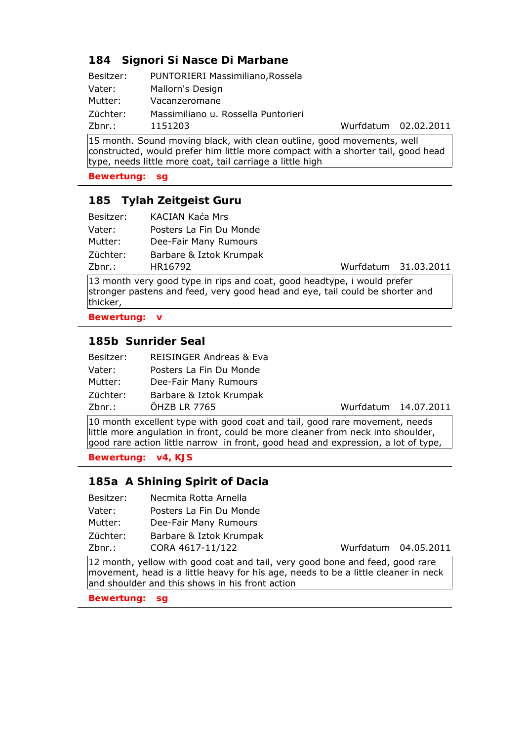### 184 Signori Si Nasce Di Marbane

Besitzer: PUNTORIERI Massimiliano,Rossela
Vater: Mallorn's Design
Mutter: Vacanzeromane
Züchter: Massimiliano u. Rossella Puntorieri
Zbnr.: 1151203 Wurfdatum 02.02.2011

15 month. Sound moving black, with clean outline, good movements, well constructed, would prefer him little more compact with a shorter tail, good head type, needs little more coat, tail carriage a little high

**Bewertung: sg**

---

### 185 Tylah Zeitgeist Guru

Besitzer: KACIAN Kaća Mrs
Vater: Posters La Fin Du Monde
Mutter: Dee-Fair Many Rumours
Züchter: Barbare & Iztok Krumpak
Zbnr.: HR16792 Wurfdatum 31.03.2011

13 month very good type in rips and coat, good headtype, i would prefer stronger pastens and feed, very good head and eye, tail could be shorter and thicker,

**Bewertung: v**

---

### 185b Sunrider Seal

Besitzer: REISINGER Andreas & Eva
Vater: Posters La Fin Du Monde
Mutter: Dee-Fair Many Rumours
Züchter: Barbare & Iztok Krumpak
Zbnr.: ÖHZB LR 7765 Wurfdatum 14.07.2011

10 month excellent type with good coat and tail, good rare movement, needs little more angulation in front, could be more cleaner from neck into shoulder, good rare action little narrow in front, good head and expression, a lot of type,

**Bewertung: v4, KJS**

---

### 185a A Shining Spirit of Dacia

Besitzer: Necmita Rotta Arnella
Vater: Posters La Fin Du Monde
Mutter: Dee-Fair Many Rumours
Züchter: Barbare & Iztok Krumpak
Zbnr.: CORA 4617-11/122 Wurfdatum 04.05.2011

12 month, yellow with good coat and tail, very good bone and feed, good rare movement, head is a little heavy for his age, needs to be a little cleaner in neck and shoulder and this shows in his front action

**Bewertung: sg**

---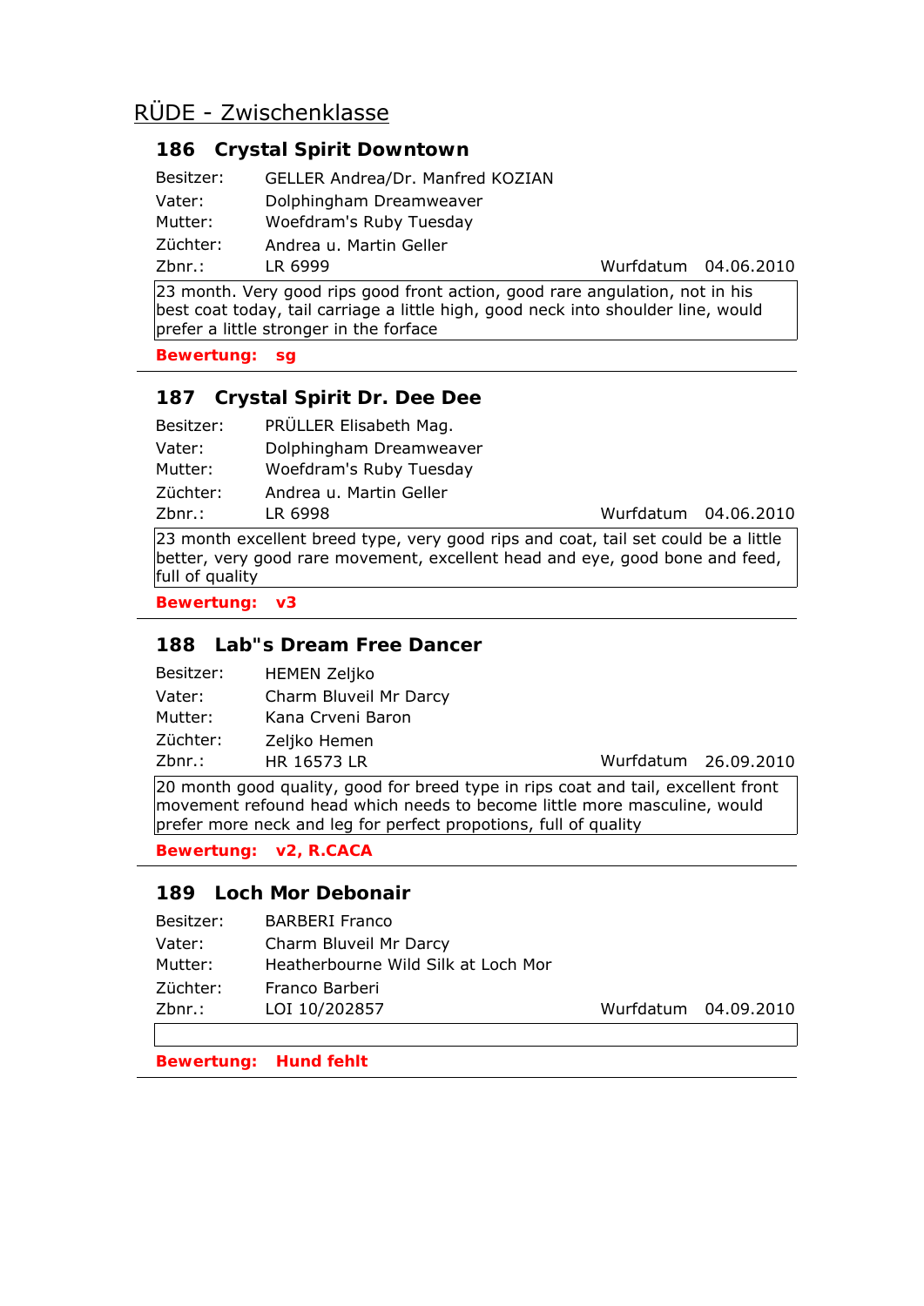# RÜDE - Zwischenklasse

## 186 Crystal Spirit Downtown

Besitzer: GELLER Andrea/Dr. Manfred KOZIAN
Vater: Dolphingham Dreamweaver
Mutter: Woefdram's Ruby Tuesday
Züchter: Andrea u. Martin Geller
Zbnr.: LR 6999 Wurfdatum 04.06.2010

23 month. Very good rips good front action, good rare angulation, not in his best coat today, tail carriage a little high, good neck into shoulder line, would prefer a little stronger in the forface

**Bewertung: sg**

---

## 187 Crystal Spirit Dr. Dee Dee

Besitzer: PRÜLLER Elisabeth Mag.
Vater: Dolphingham Dreamweaver
Mutter: Woefdram's Ruby Tuesday
Züchter: Andrea u. Martin Geller
Zbnr.: LR 6998 Wurfdatum 04.06.2010

23 month excellent breed type, very good rips and coat, tail set could be a little better, very good rare movement, excellent head and eye, good bone and feed, full of quality

**Bewertung: v3**

---

## 188 Lab"s Dream Free Dancer

Besitzer: HEMEN Zeljko
Vater: Charm Bluveil Mr Darcy
Mutter: Kana Crveni Baron
Züchter: Zeljko Hemen
Zbnr.: HR 16573 LR Wurfdatum 26.09.2010

20 month good quality, good for breed type in rips coat and tail, excellent front movement refound head which needs to become little more masculine, would prefer more neck and leg for perfect propotions, full of quality

**Bewertung: v2, R.CACA**

---

## 189 Loch Mor Debonair

Besitzer: BARBERI Franco
Vater: Charm Bluveil Mr Darcy
Mutter: Heatherbourne Wild Silk at Loch Mor
Züchter: Franco Barberi
Zbnr.: LOI 10/202857 Wurfdatum 04.09.2010

**Bewertung: Hund fehlt**

---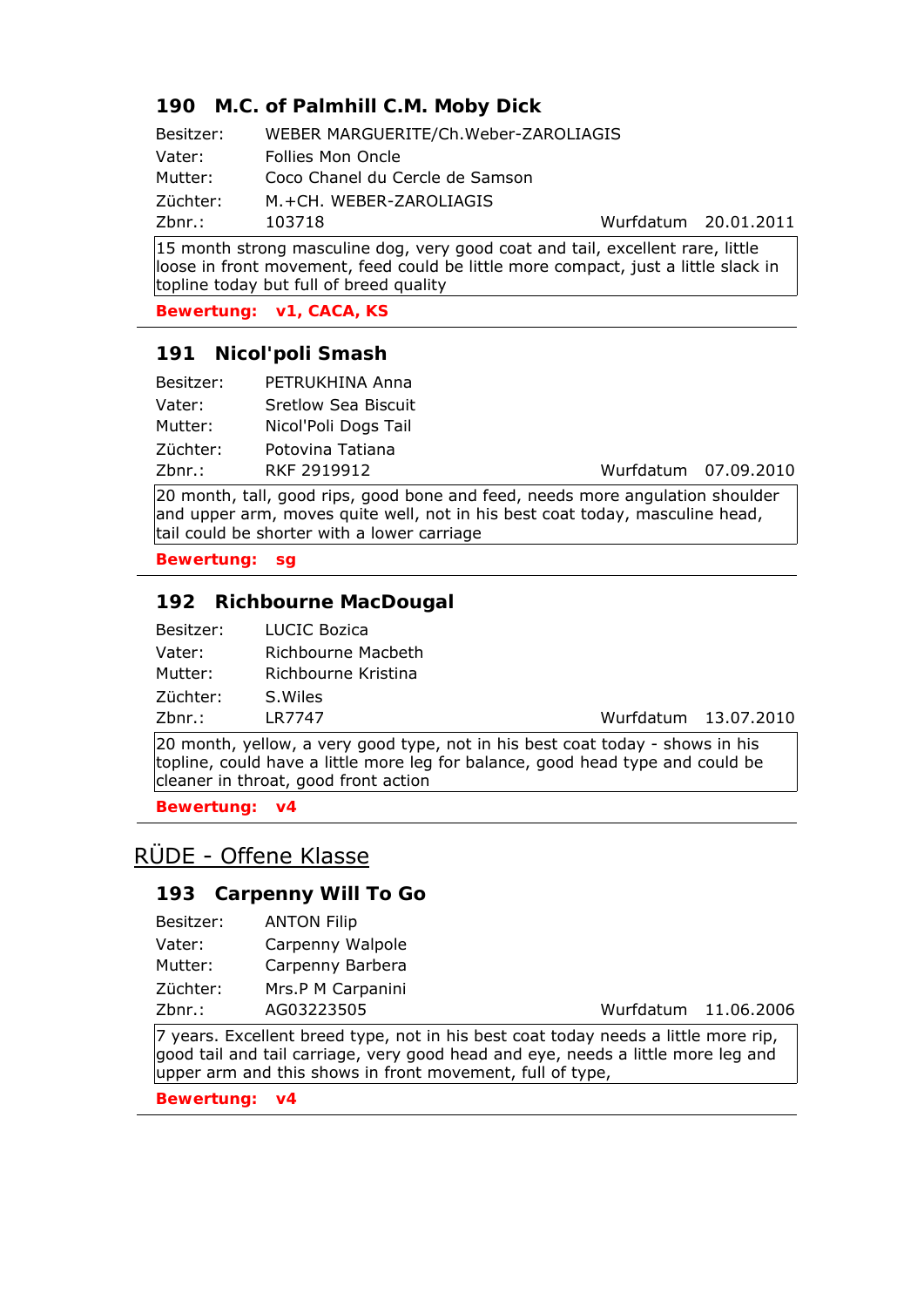### 190 M.C. of Palmhill C.M. Moby Dick

Besitzer: WEBER MARGUERITE/Ch.Weber-ZAROLIAGIS
Vater: Follies Mon Oncle
Mutter: Coco Chanel du Cercle de Samson
Züchter: M.+CH. WEBER-ZAROLIAGIS
Zbnr.: 103718 Wurfdatum 20.01.2011

15 month strong masculine dog, very good coat and tail, excellent rare, little loose in front movement, feed could be little more compact, just a little slack in topline today but full of breed quality

**Bewertung: v1, CACA, KS**

---

### 191 Nicol'poli Smash

Besitzer: PETRUKHINA Anna
Vater: Sretlow Sea Biscuit
Mutter: Nicol'Poli Dogs Tail
Züchter: Potovina Tatiana
Zbnr.: RKF 2919912 Wurfdatum 07.09.2010

20 month, tall, good rips, good bone and feed, needs more angulation shoulder and upper arm, moves quite well, not in his best coat today, masculine head, tail could be shorter with a lower carriage

**Bewertung: sg**

---

### 192 Richbourne MacDougal

Besitzer: LUCIC Bozica
Vater: Richbourne Macbeth
Mutter: Richbourne Kristina
Züchter: S.Wiles
Zbnr.: LR7747 Wurfdatum 13.07.2010

20 month, yellow, a very good type, not in his best coat today - shows in his topline, could have a little more leg for balance, good head type and could be cleaner in throat, good front action

**Bewertung: v4**

---

## RÜDE - Offene Klasse

### 193 Carpenny Will To Go

Besitzer: ANTON Filip
Vater: Carpenny Walpole
Mutter: Carpenny Barbera
Züchter: Mrs.P M Carpanini
Zbnr.: AG03223505 Wurfdatum 11.06.2006

7 years. Excellent breed type, not in his best coat today needs a little more rip, good tail and tail carriage, very good head and eye, needs a little more leg and upper arm and this shows in front movement, full of type,

**Bewertung: v4**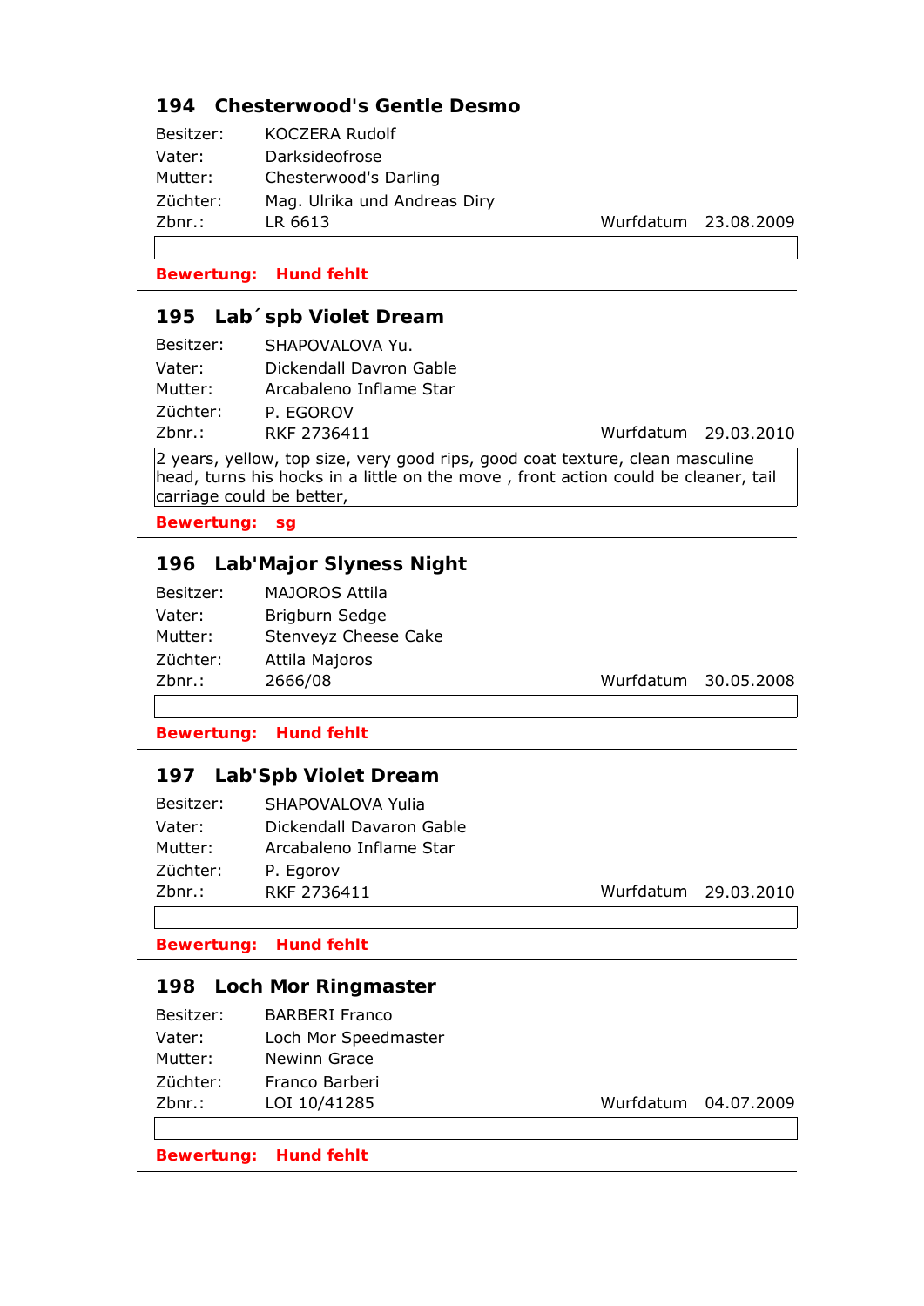### 194 Chesterwood's Gentle Desmo

Besitzer: KOCZERA Rudolf
Vater: Darksideofrose
Mutter: Chesterwood's Darling
Züchter: Mag. Ulrika und Andreas Diry
Zbnr.: LR 6613 Wurfdatum 23.08.2009

**Bewertung: Hund fehlt**

---

### 195 Lab´spb Violet Dream

Besitzer: SHAPOVALOVA Yu.
Vater: Dickendall Davron Gable
Mutter: Arcabaleno Inflame Star
Züchter: P. EGOROV
Zbnr.: RKF 2736411 Wurfdatum 29.03.2010

2 years, yellow, top size, very good rips, good coat texture, clean masculine head, turns his hocks in a little on the move , front action could be cleaner, tail carriage could be better,

**Bewertung: sg**

---

### 196 Lab'Major Slyness Night

Besitzer: MAJOROS Attila
Vater: Brigburn Sedge
Mutter: Stenveyz Cheese Cake
Züchter: Attila Majoros
Zbnr.: 2666/08 Wurfdatum 30.05.2008

**Bewertung: Hund fehlt**

---

### 197 Lab'Spb Violet Dream

Besitzer: SHAPOVALOVA Yulia
Vater: Dickendall Davaron Gable
Mutter: Arcabaleno Inflame Star
Züchter: P. Egorov
Zbnr.: RKF 2736411 Wurfdatum 29.03.2010

**Bewertung: Hund fehlt**

---

### 198 Loch Mor Ringmaster

Besitzer: BARBERI Franco
Vater: Loch Mor Speedmaster
Mutter: Newinn Grace
Züchter: Franco Barberi
Zbnr.: LOI 10/41285 Wurfdatum 04.07.2009

**Bewertung: Hund fehlt**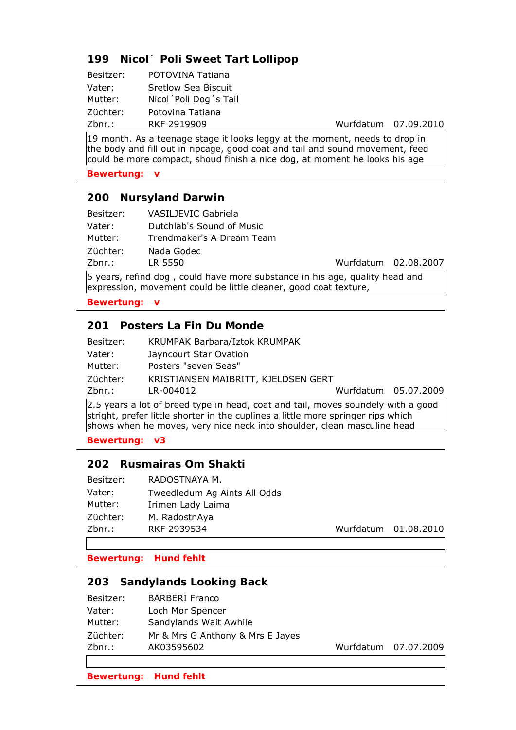### 199 Nicol´ Poli Sweet Tart Lollipop

Besitzer: POTOVINA Tatiana
Vater: Sretlow Sea Biscuit
Mutter: Nicol´Poli Dog´s Tail
Züchter: Potovina Tatiana
Zbnr.: RKF 2919909 Wurfdatum 07.09.2010

19 month. As a teenage stage it looks leggy at the moment, needs to drop in the body and fill out in ripcage, good coat and tail and sound movement, feed could be more compact, shoud finish a nice dog, at moment he looks his age

**Bewertung: v**

---

### 200 Nursyland Darwin

Besitzer: VASILJEVIC Gabriela
Vater: Dutchlab's Sound of Music
Mutter: Trendmaker's A Dream Team
Züchter: Nada Godec
Zbnr.: LR 5550 Wurfdatum 02.08.2007

5 years, refind dog , could have more substance in his age, quality head and expression, movement could be little cleaner, good coat texture,

**Bewertung: v**

---

### 201 Posters La Fin Du Monde

Besitzer: KRUMPAK Barbara/Iztok KRUMPAK
Vater: Jayncourt Star Ovation
Mutter: Posters "seven Seas"
Züchter: KRISTIANSEN MAIBRITT, KJELDSEN GERT
Zbnr.: LR-004012 Wurfdatum 05.07.2009

2.5 years a lot of breed type in head, coat and tail, moves soundely with a good stright, prefer little shorter in the cuplines a little more springer rips which shows when he moves, very nice neck into shoulder, clean masculine head

**Bewertung: v3**

---

### 202 Rusmairas Om Shakti

Besitzer: RADOSTNAYA M.
Vater: Tweedledum Ag Aints All Odds
Mutter: Irimen Lady Laima
Züchter: M. RadostnAya
Zbnr.: RKF 2939534 Wurfdatum 01.08.2010

**Bewertung: Hund fehlt**

---

### 203 Sandylands Looking Back

Besitzer: BARBERI Franco
Vater: Loch Mor Spencer
Mutter: Sandylands Wait Awhile
Züchter: Mr & Mrs G Anthony & Mrs E Jayes
Zbnr.: AK03595602 Wurfdatum 07.07.2009

**Bewertung: Hund fehlt**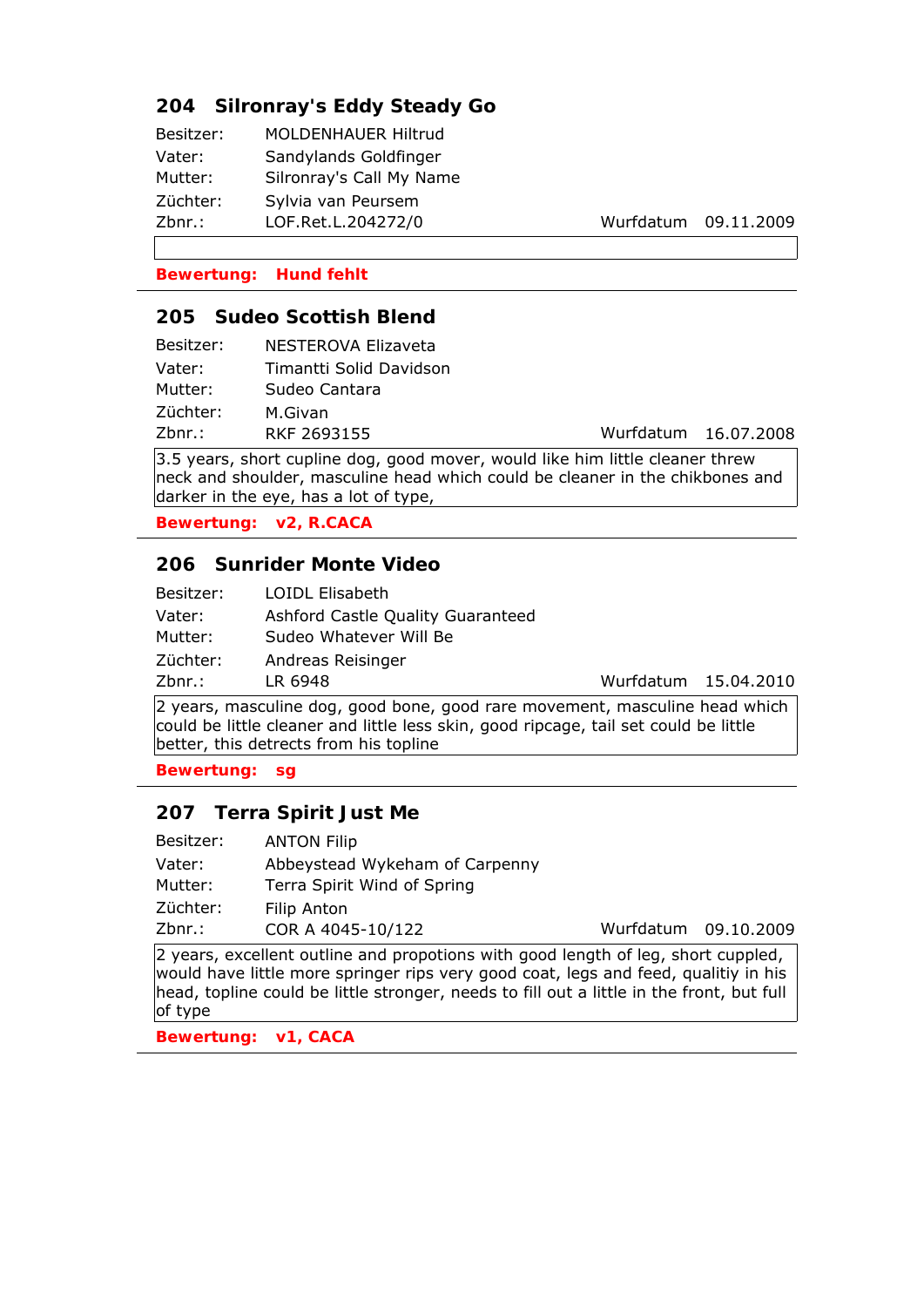### 204 Silronray's Eddy Steady Go

| | | | |
|---|---|---|---|
| Besitzer: | MOLDENHAUER Hiltrud | | |
| Vater: | Sandylands Goldfinger | | |
| Mutter: | Silronray's Call My Name | | |
| Züchter: | Sylvia van Peursem | | |
| Zbnr.: | LOF.Ret.L.204272/0 | Wurfdatum | 09.11.2009 |

**Bewertung: Hund fehlt**

---

### 205 Sudeo Scottish Blend

| | | | |
|---|---|---|---|
| Besitzer: | NESTEROVA Elizaveta | | |
| Vater: | Timantti Solid Davidson | | |
| Mutter: | Sudeo Cantara | | |
| Züchter: | M.Givan | | |
| Zbnr.: | RKF 2693155 | Wurfdatum | 16.07.2008 |

3.5 years, short cupline dog, good mover, would like him little cleaner threw neck and shoulder, masculine head which could be cleaner in the chikbones and darker in the eye, has a lot of type,

**Bewertung: v2, R.CACA**

---

### 206 Sunrider Monte Video

| | | | |
|---|---|---|---|
| Besitzer: | LOIDL Elisabeth | | |
| Vater: | Ashford Castle Quality Guaranteed | | |
| Mutter: | Sudeo Whatever Will Be | | |
| Züchter: | Andreas Reisinger | | |
| Zbnr.: | LR 6948 | Wurfdatum | 15.04.2010 |

2 years, masculine dog, good bone, good rare movement, masculine head which could be little cleaner and little less skin, good ripcage, tail set could be little better, this detrects from his topline

**Bewertung: sg**

---

### 207 Terra Spirit Just Me

| | | | |
|---|---|---|---|
| Besitzer: | ANTON Filip | | |
| Vater: | Abbeystead Wykeham of Carpenny | | |
| Mutter: | Terra Spirit Wind of Spring | | |
| Züchter: | Filip Anton | | |
| Zbnr.: | COR A 4045-10/122 | Wurfdatum | 09.10.2009 |

2 years, excellent outline and propotions with good length of leg, short cuppled, would have little more springer rips very good coat, legs and feed, qualitiy in his head, topline could be little stronger, needs to fill out a little in the front, but full of type

**Bewertung: v1, CACA**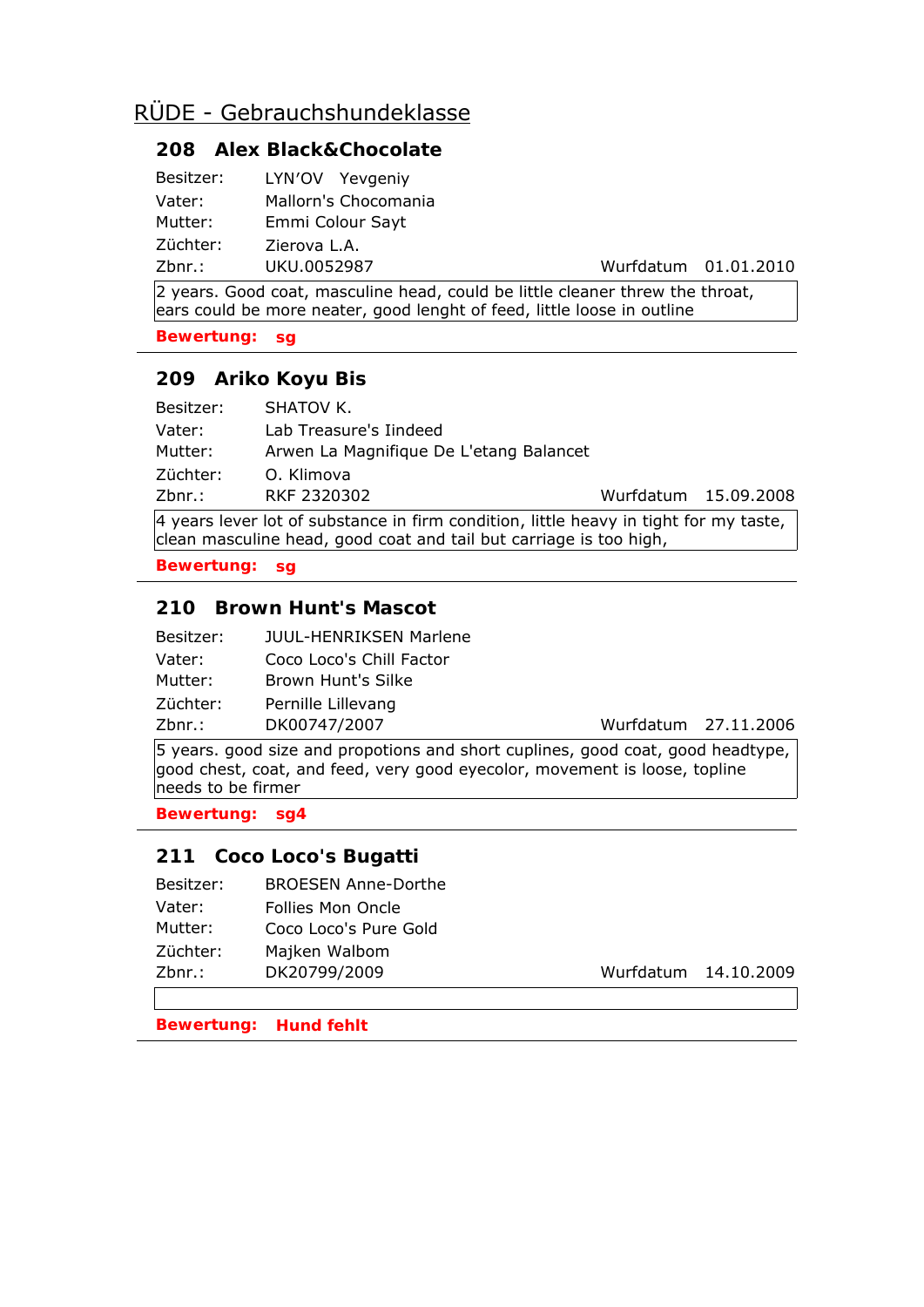## RÜDE - Gebrauchshundeklasse

### 208 Alex Black&Chocolate

Besitzer: LYN'OV Yevgeniy
Vater: Mallorn's Chocomania
Mutter: Emmi Colour Sayt
Züchter: Zierova L.A.
Zbnr.: UKU.0052987 Wurfdatum 01.01.2010

2 years. Good coat, masculine head, could be little cleaner threw the throat, ears could be more neater, good lenght of feed, little loose in outline

**Bewertung: sg**

---

### 209 Ariko Koyu Bis

Besitzer: SHATOV K.
Vater: Lab Treasure's Iindeed
Mutter: Arwen La Magnifique De L'etang Balancet
Züchter: O. Klimova
Zbnr.: RKF 2320302 Wurfdatum 15.09.2008

4 years lever lot of substance in firm condition, little heavy in tight for my taste, clean masculine head, good coat and tail but carriage is too high,

**Bewertung: sg**

---

### 210 Brown Hunt's Mascot

Besitzer: JUUL-HENRIKSEN Marlene
Vater: Coco Loco's Chill Factor
Mutter: Brown Hunt's Silke
Züchter: Pernille Lillevang
Zbnr.: DK00747/2007 Wurfdatum 27.11.2006

5 years. good size and propotions and short cuplines, good coat, good headtype, good chest, coat, and feed, very good eyecolor, movement is loose, topline needs to be firmer

**Bewertung: sg4**

---

### 211 Coco Loco's Bugatti

Besitzer: BROESEN Anne-Dorthe
Vater: Follies Mon Oncle
Mutter: Coco Loco's Pure Gold
Züchter: Majken Walbom
Zbnr.: DK20799/2009 Wurfdatum 14.10.2009

**Bewertung: Hund fehlt**

---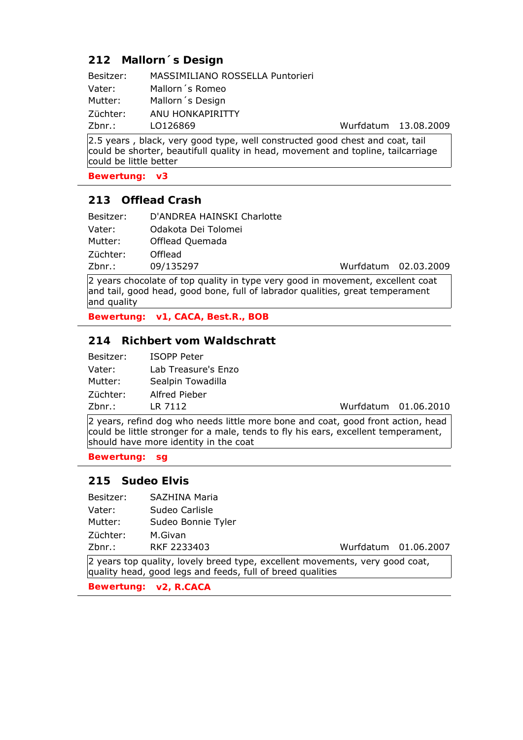## 212 Mallorn´s Design

Besitzer: MASSIMILIANO ROSSELLA Puntorieri
Vater: Mallorn´s Romeo
Mutter: Mallorn´s Design
Züchter: ANU HONKAPIRITTY
Zbnr.: LO126869 Wurfdatum 13.08.2009

2.5 years , black, very good type, well constructed good chest and coat, tail could be shorter, beautifull quality in head, movement and topline, tailcarriage could be little better

**Bewertung: v3**

---

## 213 Offlead Crash

Besitzer: D'ANDREA HAINSKI Charlotte
Vater: Odakota Dei Tolomei
Mutter: Offlead Quemada
Züchter: Offlead
Zbnr.: 09/135297 Wurfdatum 02.03.2009

2 years chocolate of top quality in type very good in movement, excellent coat and tail, good head, good bone, full of labrador qualities, great temperament and quality

**Bewertung: v1, CACA, Best.R., BOB**

---

## 214 Richbert vom Waldschratt

Besitzer: ISOPP Peter
Vater: Lab Treasure's Enzo
Mutter: Sealpin Towadilla
Züchter: Alfred Pieber
Zbnr.: LR 7112 Wurfdatum 01.06.2010

2 years, refind dog who needs little more bone and coat, good front action, head could be little stronger for a male, tends to fly his ears, excellent temperament, should have more identity in the coat

**Bewertung: sg**

---

## 215 Sudeo Elvis

Besitzer: SAZHINA Maria
Vater: Sudeo Carlisle
Mutter: Sudeo Bonnie Tyler
Züchter: M.Givan
Zbnr.: RKF 2233403 Wurfdatum 01.06.2007

2 years top quality, lovely breed type, excellent movements, very good coat, quality head, good legs and feeds, full of breed qualities

**Bewertung: v2, R.CACA**

---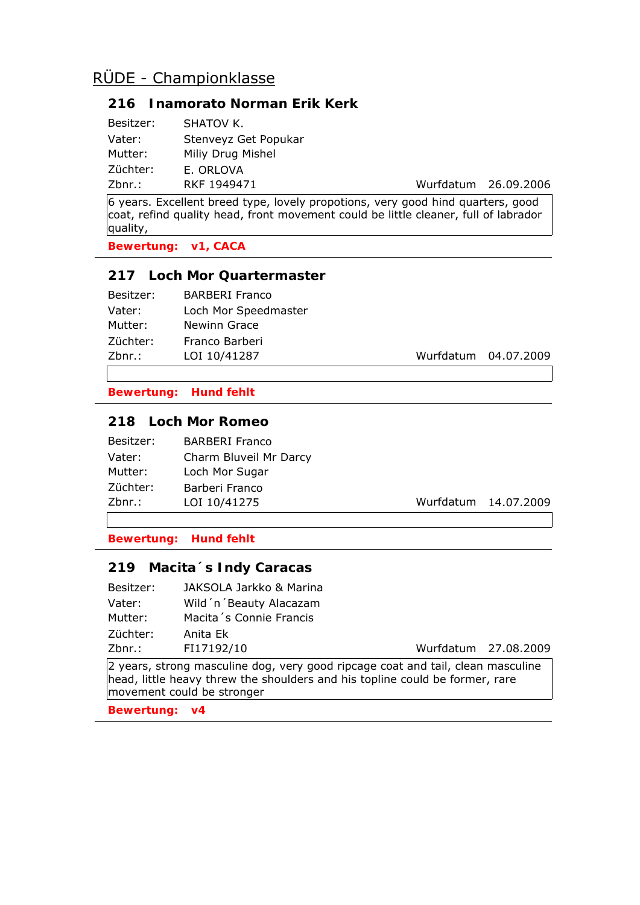## RÜDE - Championklasse

### 216 Inamorato Norman Erik Kerk

Besitzer: SHATOV K.
Vater: Stenveyz Get Popukar
Mutter: Miliy Drug Mishel
Züchter: E. ORLOVA
Zbnr.: RKF 1949471 Wurfdatum 26.09.2006

6 years. Excellent breed type, lovely propotions, very good hind quarters, good coat, refind quality head, front movement could be little cleaner, full of labrador quality,

**Bewertung: v1, CACA**

---

### 217 Loch Mor Quartermaster

Besitzer: BARBERI Franco
Vater: Loch Mor Speedmaster
Mutter: Newinn Grace
Züchter: Franco Barberi
Zbnr.: LOI 10/41287 Wurfdatum 04.07.2009

**Bewertung: Hund fehlt**

---

### 218 Loch Mor Romeo

Besitzer: BARBERI Franco
Vater: Charm Bluveil Mr Darcy
Mutter: Loch Mor Sugar
Züchter: Barberi Franco
Zbnr.: LOI 10/41275 Wurfdatum 14.07.2009

**Bewertung: Hund fehlt**

---

### 219 Macita´s Indy Caracas

Besitzer: JAKSOLA Jarkko & Marina
Vater: Wild´n´Beauty Alacazam
Mutter: Macita´s Connie Francis
Züchter: Anita Ek
Zbnr.: FI17192/10 Wurfdatum 27.08.2009

2 years, strong masculine dog, very good ripcage coat and tail, clean masculine head, little heavy threw the shoulders and his topline could be former, rare movement could be stronger

**Bewertung: v4**

---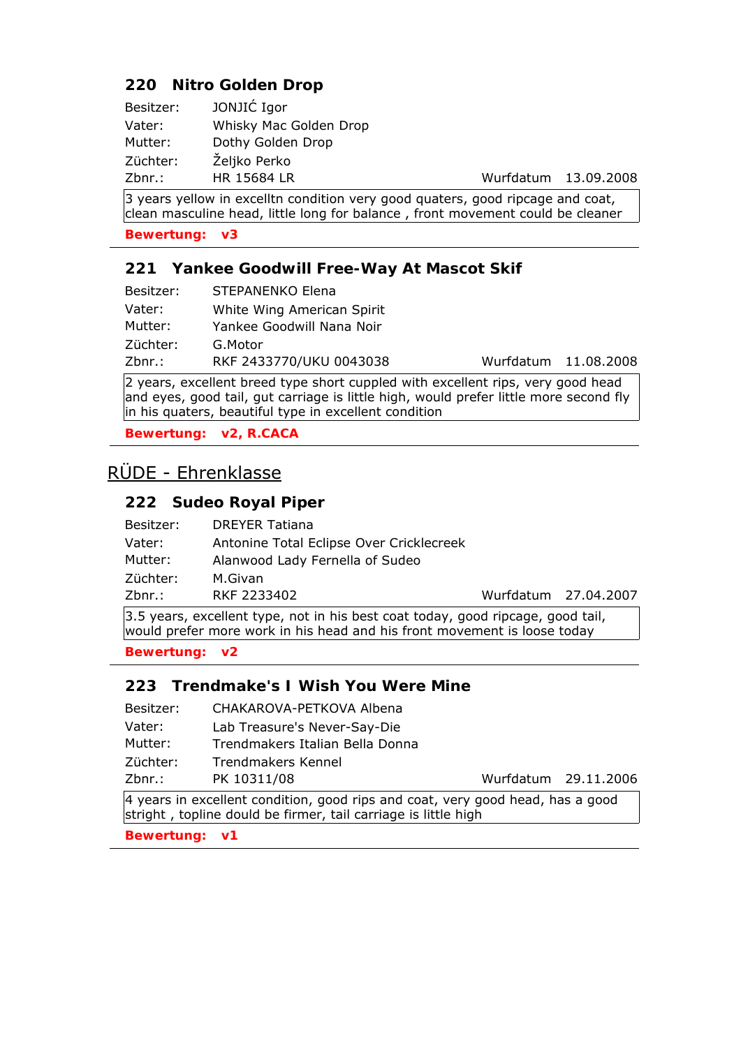### 220 Nitro Golden Drop

Besitzer: JONJIĆ Igor
Vater: Whisky Mac Golden Drop
Mutter: Dothy Golden Drop
Züchter: Željko Perko
Zbnr.: HR 15684 LR    Wurfdatum 13.09.2008

3 years yellow in excelltn condition very good quaters, good ripcage and coat, clean masculine head, little long for balance , front movement could be cleaner

**Bewertung: v3**

---

### 221 Yankee Goodwill Free-Way At Mascot Skif

Besitzer: STEPANENKO Elena
Vater: White Wing American Spirit
Mutter: Yankee Goodwill Nana Noir
Züchter: G.Motor
Zbnr.: RKF 2433770/UKU 0043038    Wurfdatum 11.08.2008

2 years, excellent breed type short cuppled with excellent rips, very good head and eyes, good tail, gut carriage is little high, would prefer little more second fly in his quaters, beautiful type in excellent condition

**Bewertung: v2, R.CACA**

---

## RÜDE - Ehrenklasse

### 222 Sudeo Royal Piper

Besitzer: DREYER Tatiana
Vater: Antonine Total Eclipse Over Cricklecreek
Mutter: Alanwood Lady Fernella of Sudeo
Züchter: M.Givan
Zbnr.: RKF 2233402    Wurfdatum 27.04.2007

3.5 years, excellent type, not in his best coat today, good ripcage, good tail, would prefer more work in his head and his front movement is loose today

**Bewertung: v2**

---

### 223 Trendmake's I Wish You Were Mine

Besitzer: CHAKAROVA-PETKOVA Albena
Vater: Lab Treasure's Never-Say-Die
Mutter: Trendmakers Italian Bella Donna
Züchter: Trendmakers Kennel
Zbnr.: PK 10311/08    Wurfdatum 29.11.2006

4 years in excellent condition, good rips and coat, very good head, has a good stright , topline dould be firmer, tail carriage is little high

**Bewertung: v1**

---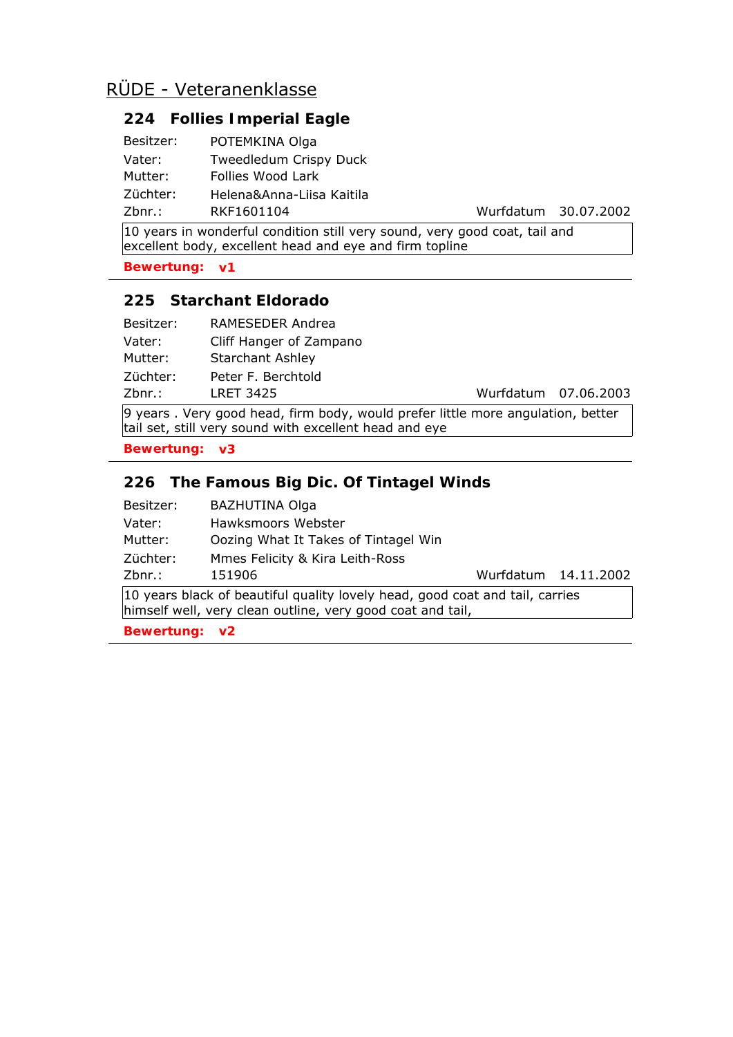## RÜDE - Veteranenklasse

### 224 Follies Imperial Eagle

Besitzer: POTEMKINA Olga
Vater: Tweedledum Crispy Duck
Mutter: Follies Wood Lark
Züchter: Helena&Anna-Liisa Kaitila
Zbnr.: RKF1601104 Wurfdatum 30.07.2002

10 years in wonderful condition still very sound, very good coat, tail and excellent body, excellent head and eye and firm topline

**Bewertung: v1**

---

### 225 Starchant Eldorado

Besitzer: RAMESEDER Andrea
Vater: Cliff Hanger of Zampano
Mutter: Starchant Ashley
Züchter: Peter F. Berchtold
Zbnr.: LRET 3425 Wurfdatum 07.06.2003

9 years . Very good head, firm body, would prefer little more angulation, better tail set, still very sound with excellent head and eye

**Bewertung: v3**

---

### 226 The Famous Big Dic. Of Tintagel Winds

Besitzer: BAZHUTINA Olga
Vater: Hawksmoors Webster
Mutter: Oozing What It Takes of Tintagel Win
Züchter: Mmes Felicity & Kira Leith-Ross
Zbnr.: 151906 Wurfdatum 14.11.2002

10 years black of beautiful quality lovely head, good coat and tail, carries himself well, very clean outline, very good coat and tail,

**Bewertung: v2**

---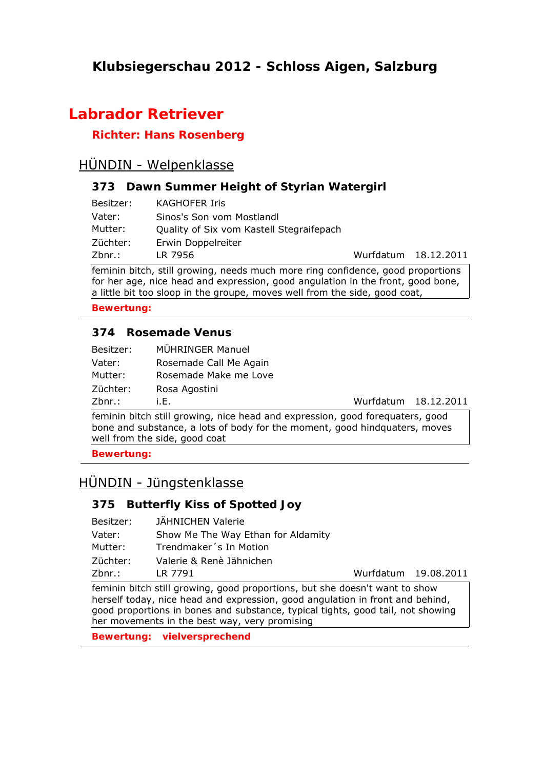# Klubsiegerschau 2012 - Schloss Aigen, Salzburg

## Labrador Retriever

**Richter: Hans Rosenberg**

## HÜNDIN - Welpenklasse

### 373 Dawn Summer Height of Styrian Watergirl

Besitzer: KAGHOFER Iris
Vater: Sinos's Son vom Mostlandl
Mutter: Quality of Six vom Kastell Stegraifepach
Züchter: Erwin Doppelreiter
Zbnr.: LR 7956 Wurfdatum 18.12.2011

feminin bitch, still growing, needs much more ring confidence, good proportions for her age, nice head and expression, good angulation in the front, good bone, a little bit too sloop in the groupe, moves well from the side, good coat,

**Bewertung:**

---

### 374 Rosemade Venus

Besitzer: MÜHRINGER Manuel
Vater: Rosemade Call Me Again
Mutter: Rosemade Make me Love
Züchter: Rosa Agostini
Zbnr.: i.E. Wurfdatum 18.12.2011

feminin bitch still growing, nice head and expression, good forequaters, good bone and substance, a lots of body for the moment, good hindquaters, moves well from the side, good coat

**Bewertung:**

---

## HÜNDIN - Jüngstenklasse

### 375 Butterfly Kiss of Spotted Joy

Besitzer: JÄHNICHEN Valerie
Vater: Show Me The Way Ethan for Aldamity
Mutter: Trendmaker´s In Motion
Züchter: Valerie & Renè Jähnichen
Zbnr.: LR 7791 Wurfdatum 19.08.2011

feminin bitch still growing, good proportions, but she doesn't want to show herself today, nice head and expression, good angulation in front and behind, good proportions in bones and substance, typical tights, good tail, not showing her movements in the best way, very promising

**Bewertung: vielversprechend**

---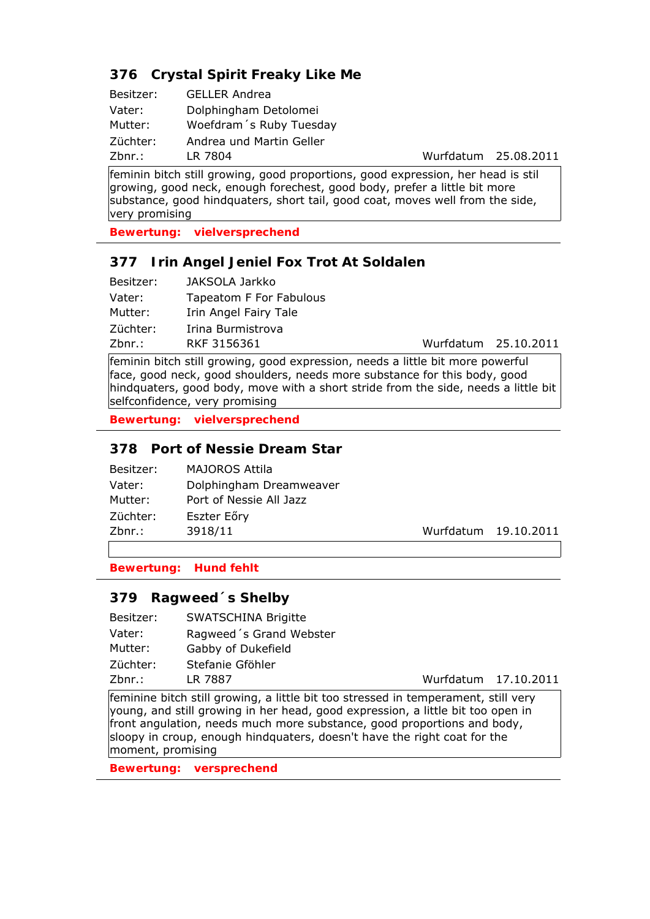## 376 Crystal Spirit Freaky Like Me

Besitzer: GELLER Andrea
Vater: Dolphingham Detolomei
Mutter: Woefdram´s Ruby Tuesday
Züchter: Andrea und Martin Geller
Zbnr.: LR 7804 Wurfdatum 25.08.2011

feminin bitch still growing, good proportions, good expression, her head is stil growing, good neck, enough forechest, good body, prefer a little bit more substance, good hindquaters, short tail, good coat, moves well from the side, very promising

**Bewertung: vielversprechend**

---

## 377 Irin Angel Jeniel Fox Trot At Soldalen

Besitzer: JAKSOLA Jarkko
Vater: Tapeatom F For Fabulous
Mutter: Irin Angel Fairy Tale
Züchter: Irina Burmistrova
Zbnr.: RKF 3156361 Wurfdatum 25.10.2011

feminin bitch still growing, good expression, needs a little bit more powerful face, good neck, good shoulders, needs more substance for this body, good hindquaters, good body, move with a short stride from the side, needs a little bit selfconfidence, very promising

**Bewertung: vielversprechend**

---

## 378 Port of Nessie Dream Star

Besitzer: MAJOROS Attila
Vater: Dolphingham Dreamweaver
Mutter: Port of Nessie All Jazz
Züchter: Eszter Eőry
Zbnr.: 3918/11 Wurfdatum 19.10.2011

**Bewertung: Hund fehlt**

---

## 379 Ragweed´s Shelby

Besitzer: SWATSCHINA Brigitte
Vater: Ragweed´s Grand Webster
Mutter: Gabby of Dukefield
Züchter: Stefanie Gföhler
Zbnr.: LR 7887 Wurfdatum 17.10.2011

feminine bitch still growing, a little bit too stressed in temperament, still very young, and still growing in her head, good expression, a little bit too open in front angulation, needs much more substance, good proportions and body, sloopy in croup, enough hindquaters, doesn't have the right coat for the moment, promising

**Bewertung: versprechend**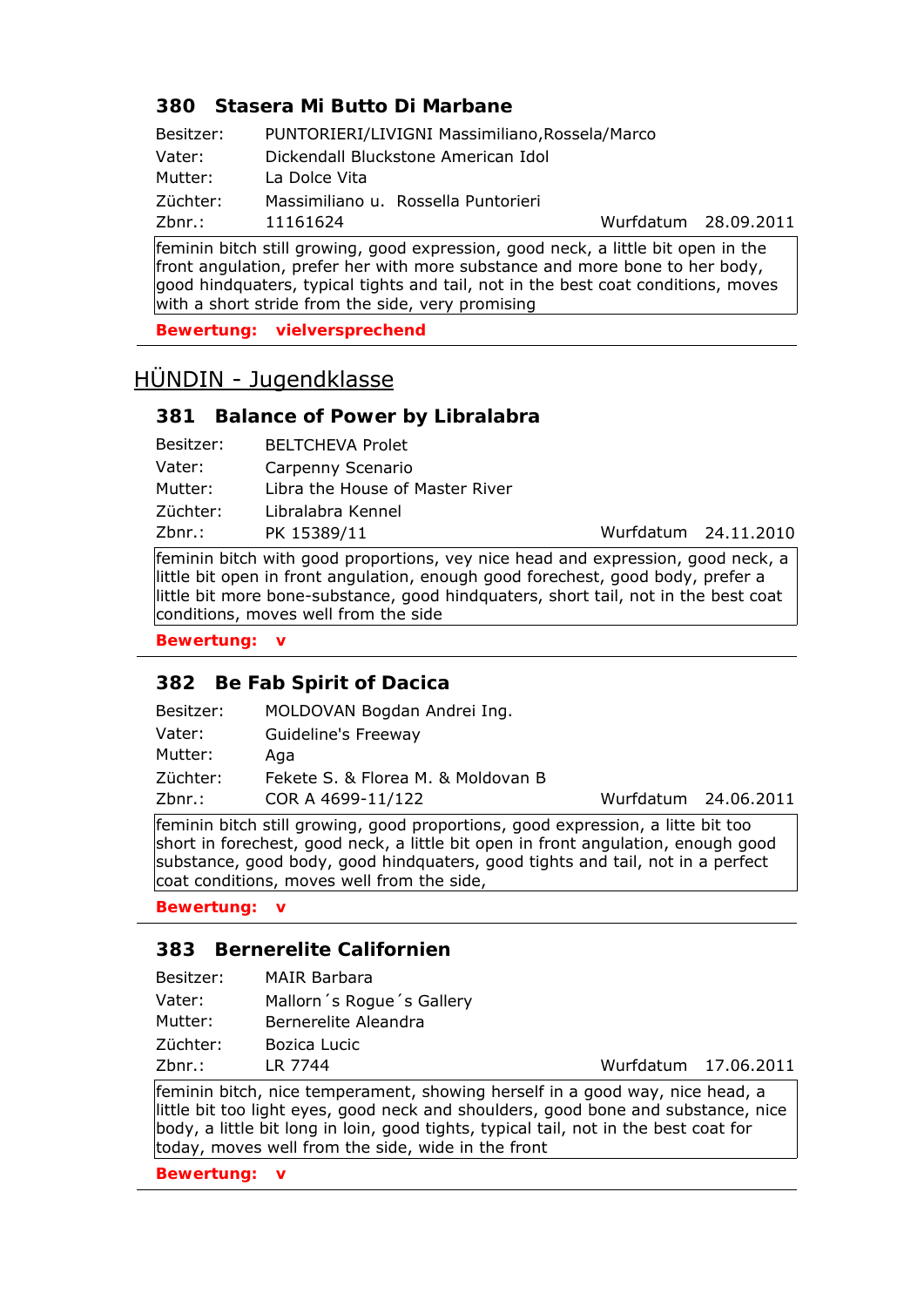### 380 Stasera Mi Butto Di Marbane

Besitzer: PUNTORIERI/LIVIGNI Massimiliano,Rossela/Marco
Vater: Dickendall Bluckstone American Idol
Mutter: La Dolce Vita
Züchter: Massimiliano u. Rossella Puntorieri
Zbnr.: 11161624 Wurfdatum 28.09.2011

feminin bitch still growing, good expression, good neck, a little bit open in the front angulation, prefer her with more substance and more bone to her body, good hindquaters, typical tights and tail, not in the best coat conditions, moves with a short stride from the side, very promising

**Bewertung: vielversprechend**

---

## HÜNDIN - Jugendklasse

### 381 Balance of Power by Libralabra

Besitzer: BELTCHEVA Prolet
Vater: Carpenny Scenario
Mutter: Libra the House of Master River
Züchter: Libralabra Kennel
Zbnr.: PK 15389/11 Wurfdatum 24.11.2010

feminin bitch with good proportions, vey nice head and expression, good neck, a little bit open in front angulation, enough good forechest, good body, prefer a little bit more bone-substance, good hindquaters, short tail, not in the best coat conditions, moves well from the side

**Bewertung: v**

---

### 382 Be Fab Spirit of Dacica

Besitzer: MOLDOVAN Bogdan Andrei Ing.
Vater: Guideline's Freeway
Mutter: Aga
Züchter: Fekete S. & Florea M. & Moldovan B
Zbnr.: COR A 4699-11/122 Wurfdatum 24.06.2011

feminin bitch still growing, good proportions, good expression, a litte bit too short in forechest, good neck, a little bit open in front angulation, enough good substance, good body, good hindquaters, good tights and tail, not in a perfect coat conditions, moves well from the side,

**Bewertung: v**

---

### 383 Bernerelite Californien

Besitzer: MAIR Barbara
Vater: Mallorn´s Rogue´s Gallery
Mutter: Bernerelite Aleandra
Züchter: Bozica Lucic
Zbnr.: LR 7744 Wurfdatum 17.06.2011

feminin bitch, nice temperament, showing herself in a good way, nice head, a little bit too light eyes, good neck and shoulders, good bone and substance, nice body, a little bit long in loin, good tights, typical tail, not in the best coat for today, moves well from the side, wide in the front

**Bewertung: v**

---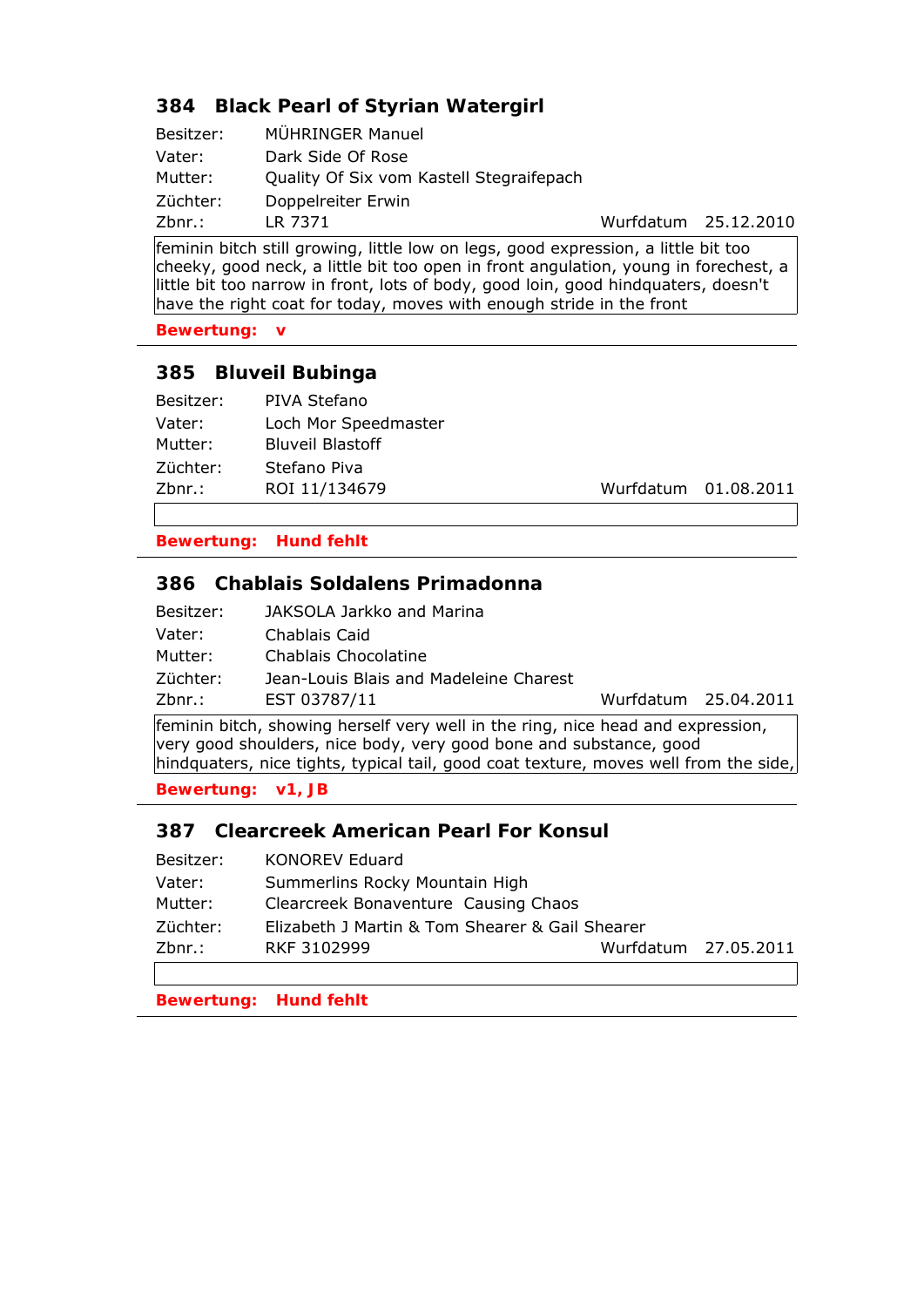### 384 Black Pearl of Styrian Watergirl

Besitzer: MÜHRINGER Manuel
Vater: Dark Side Of Rose
Mutter: Quality Of Six vom Kastell Stegraifepach
Züchter: Doppelreiter Erwin
Zbnr.: LR 7371 Wurfdatum 25.12.2010

feminin bitch still growing, little low on legs, good expression, a little bit too cheeky, good neck, a little bit too open in front angulation, young in forechest, a little bit too narrow in front, lots of body, good loin, good hindquaters, doesn't have the right coat for today, moves with enough stride in the front

**Bewertung: v**

---

### 385 Bluveil Bubinga

Besitzer: PIVA Stefano
Vater: Loch Mor Speedmaster
Mutter: Bluveil Blastoff
Züchter: Stefano Piva
Zbnr.: ROI 11/134679 Wurfdatum 01.08.2011

**Bewertung: Hund fehlt**

---

### 386 Chablais Soldalens Primadonna

Besitzer: JAKSOLA Jarkko and Marina
Vater: Chablais Caid
Mutter: Chablais Chocolatine
Züchter: Jean-Louis Blais and Madeleine Charest
Zbnr.: EST 03787/11 Wurfdatum 25.04.2011

feminin bitch, showing herself very well in the ring, nice head and expression, very good shoulders, nice body, very good bone and substance, good hindquaters, nice tights, typical tail, good coat texture, moves well from the side,

**Bewertung: v1, JB**

---

### 387 Clearcreek American Pearl For Konsul

Besitzer: KONOREV Eduard
Vater: Summerlins Rocky Mountain High
Mutter: Clearcreek Bonaventure Causing Chaos
Züchter: Elizabeth J Martin & Tom Shearer & Gail Shearer
Zbnr.: RKF 3102999 Wurfdatum 27.05.2011

**Bewertung: Hund fehlt**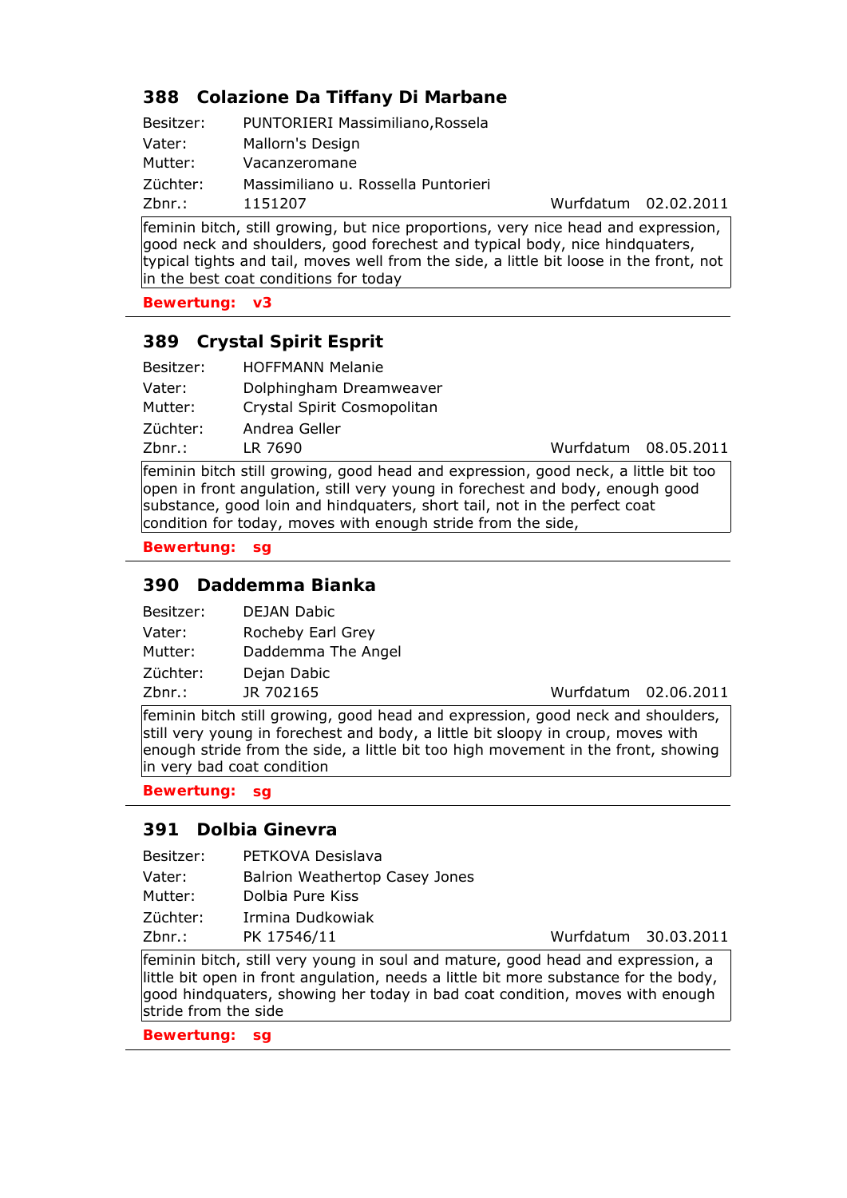### 388 Colazione Da Tiffany Di Marbane

Besitzer: PUNTORIERI Massimiliano,Rossela
Vater: Mallorn's Design
Mutter: Vacanzeromane
Züchter: Massimiliano u. Rossella Puntorieri
Zbnr.: 1151207 Wurfdatum 02.02.2011

feminin bitch, still growing, but nice proportions, very nice head and expression, good neck and shoulders, good forechest and typical body, nice hindquaters, typical tights and tail, moves well from the side, a little bit loose in the front, not in the best coat conditions for today

**Bewertung: v3**

---

### 389 Crystal Spirit Esprit

Besitzer: HOFFMANN Melanie
Vater: Dolphingham Dreamweaver
Mutter: Crystal Spirit Cosmopolitan
Züchter: Andrea Geller
Zbnr.: LR 7690 Wurfdatum 08.05.2011

feminin bitch still growing, good head and expression, good neck, a little bit too open in front angulation, still very young in forechest and body, enough good substance, good loin and hindquaters, short tail, not in the perfect coat condition for today, moves with enough stride from the side,

**Bewertung: sg**

---

### 390 Daddemma Bianka

Besitzer: DEJAN Dabic
Vater: Rocheby Earl Grey
Mutter: Daddemma The Angel
Züchter: Dejan Dabic
Zbnr.: JR 702165 Wurfdatum 02.06.2011

feminin bitch still growing, good head and expression, good neck and shoulders, still very young in forechest and body, a little bit sloopy in croup, moves with enough stride from the side, a little bit too high movement in the front, showing in very bad coat condition

**Bewertung: sg**

---

### 391 Dolbia Ginevra

Besitzer: PETKOVA Desislava
Vater: Balrion Weathertop Casey Jones
Mutter: Dolbia Pure Kiss
Züchter: Irmina Dudkowiak
Zbnr.: PK 17546/11 Wurfdatum 30.03.2011

feminin bitch, still very young in soul and mature, good head and expression, a little bit open in front angulation, needs a little bit more substance for the body, good hindquaters, showing her today in bad coat condition, moves with enough stride from the side

**Bewertung: sg**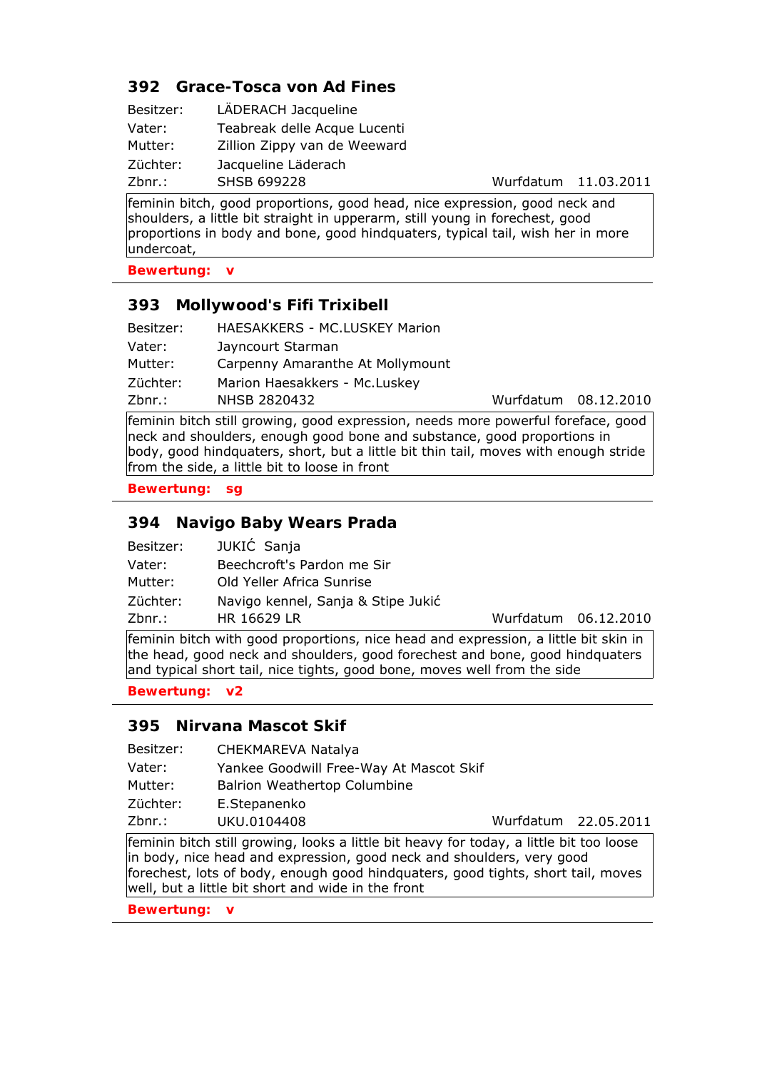### 392 Grace-Tosca von Ad Fines

Besitzer: LÄDERACH Jacqueline
Vater: Teabreak delle Acque Lucenti
Mutter: Zillion Zippy van de Weeward
Züchter: Jacqueline Läderach
Zbnr.: SHSB 699228 Wurfdatum 11.03.2011

feminin bitch, good proportions, good head, nice expression, good neck and shoulders, a little bit straight in upperarm, still young in forechest, good proportions in body and bone, good hindquaters, typical tail, wish her in more undercoat,

**Bewertung: v**

---

### 393 Mollywood's Fifi Trixibell

Besitzer: HAESAKKERS - MC.LUSKEY Marion
Vater: Jayncourt Starman
Mutter: Carpenny Amaranthe At Mollymount
Züchter: Marion Haesakkers - Mc.Luskey
Zbnr.: NHSB 2820432 Wurfdatum 08.12.2010

feminin bitch still growing, good expression, needs more powerful foreface, good neck and shoulders, enough good bone and substance, good proportions in body, good hindquaters, short, but a little bit thin tail, moves with enough stride from the side, a little bit to loose in front

**Bewertung: sg**

---

### 394 Navigo Baby Wears Prada

Besitzer: JUKIĆ Sanja
Vater: Beechcroft's Pardon me Sir
Mutter: Old Yeller Africa Sunrise
Züchter: Navigo kennel, Sanja & Stipe Jukić
Zbnr.: HR 16629 LR Wurfdatum 06.12.2010

feminin bitch with good proportions, nice head and expression, a little bit skin in the head, good neck and shoulders, good forechest and bone, good hindquaters and typical short tail, nice tights, good bone, moves well from the side

**Bewertung: v2**

---

### 395 Nirvana Mascot Skif

Besitzer: CHEKMAREVA Natalya
Vater: Yankee Goodwill Free-Way At Mascot Skif
Mutter: Balrion Weathertop Columbine
Züchter: E.Stepanenko
Zbnr.: UKU.0104408 Wurfdatum 22.05.2011

feminin bitch still growing, looks a little bit heavy for today, a little bit too loose in body, nice head and expression, good neck and shoulders, very good forechest, lots of body, enough good hindquaters, good tights, short tail, moves well, but a little bit short and wide in the front

**Bewertung: v**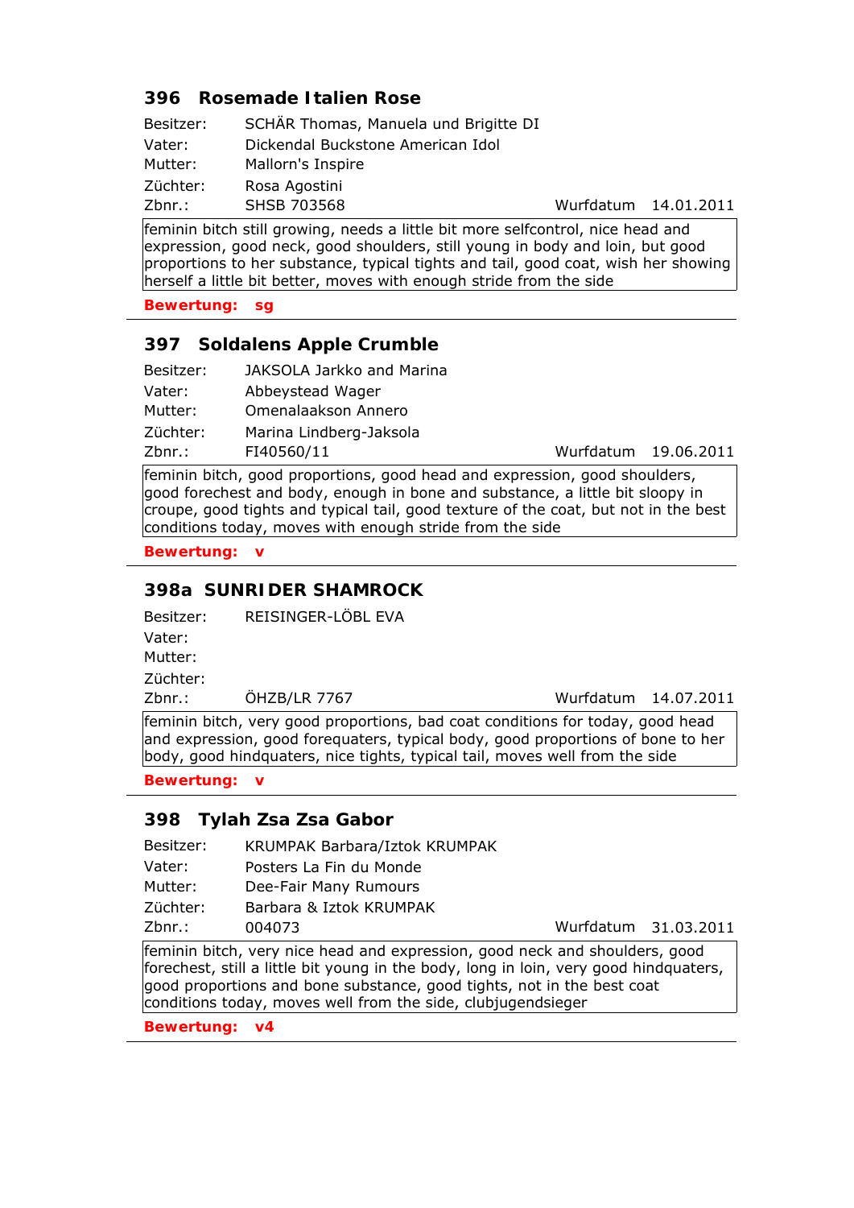### 396 Rosemade Italien Rose

Besitzer: SCHÄR Thomas, Manuela und Brigitte DI
Vater: Dickendal Buckstone American Idol
Mutter: Mallorn's Inspire
Züchter: Rosa Agostini
Zbnr.: SHSB 703568 Wurfdatum 14.01.2011

feminin bitch still growing, needs a little bit more selfcontrol, nice head and expression, good neck, good shoulders, still young in body and loin, but good proportions to her substance, typical tights and tail, good coat, wish her showing herself a little bit better, moves with enough stride from the side

**Bewertung: sg**

---

### 397 Soldalens Apple Crumble

Besitzer: JAKSOLA Jarkko and Marina
Vater: Abbeystead Wager
Mutter: Omenalaakson Annero
Züchter: Marina Lindberg-Jaksola
Zbnr.: FI40560/11 Wurfdatum 19.06.2011

feminin bitch, good proportions, good head and expression, good shoulders, good forechest and body, enough in bone and substance, a little bit sloopy in croupe, good tights and typical tail, good texture of the coat, but not in the best conditions today, moves with enough stride from the side

**Bewertung: v**

---

### 398a SUNRIDER SHAMROCK

Besitzer: REISINGER-LÖBL EVA
Vater:
Mutter:
Züchter:
Zbnr.: ÖHZB/LR 7767 Wurfdatum 14.07.2011

feminin bitch, very good proportions, bad coat conditions for today, good head and expression, good forequaters, typical body, good proportions of bone to her body, good hindquaters, nice tights, typical tail, moves well from the side

**Bewertung: v**

---

### 398 Tylah Zsa Zsa Gabor

Besitzer: KRUMPAK Barbara/Iztok KRUMPAK
Vater: Posters La Fin du Monde
Mutter: Dee-Fair Many Rumours
Züchter: Barbara & Iztok KRUMPAK
Zbnr.: 004073 Wurfdatum 31.03.2011

feminin bitch, very nice head and expression, good neck and shoulders, good forechest, still a little bit young in the body, long in loin, very good hindquaters, good proportions and bone substance, good tights, not in the best coat conditions today, moves well from the side, clubjugendsieger

**Bewertung: v4**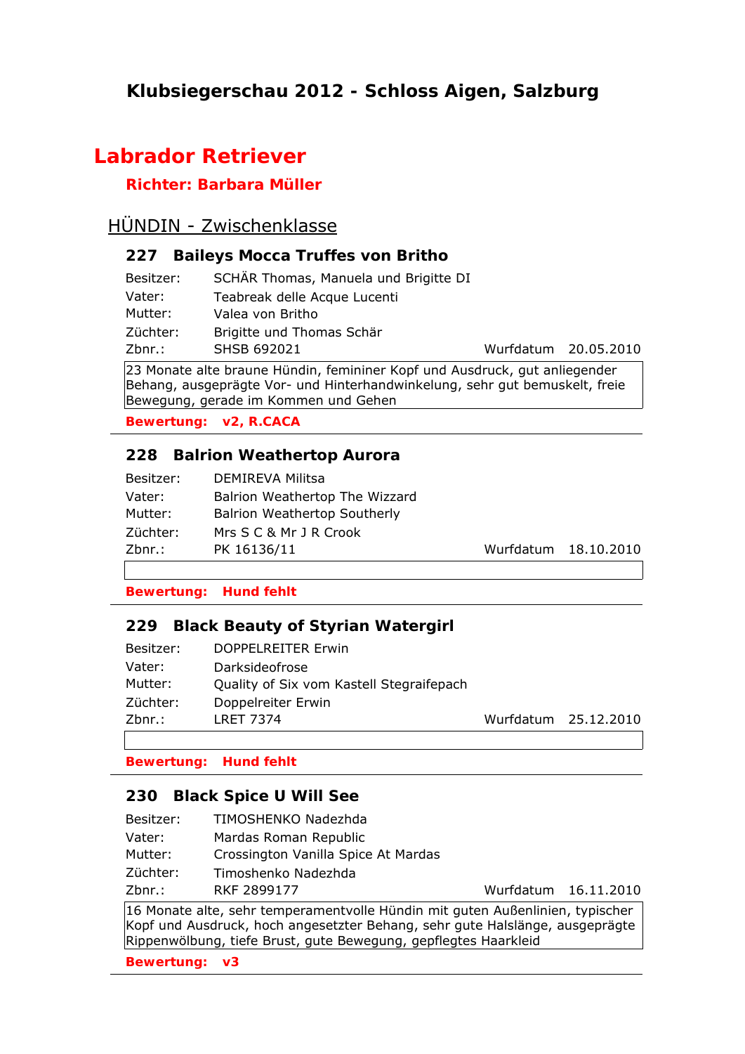# Klubsiegerschau 2012 - Schloss Aigen, Salzburg

## Labrador Retriever

### Richter: Barbara Müller

## HÜNDIN - Zwischenklasse

### 227 Baileys Mocca Truffes von Britho

Besitzer: SCHÄR Thomas, Manuela und Brigitte DI
Vater: Teabreak delle Acque Lucenti
Mutter: Valea von Britho
Züchter: Brigitte und Thomas Schär
Zbnr.: SHSB 692021 — Wurfdatum 20.05.2010

23 Monate alte braune Hündin, femininer Kopf und Ausdruck, gut anliegender Behang, ausgeprägte Vor- und Hinterhandwinkelung, sehr gut bemuskelt, freie Bewegung, gerade im Kommen und Gehen

**Bewertung: v2, R.CACA**

---

### 228 Balrion Weathertop Aurora

Besitzer: DEMIREVA Militsa
Vater: Balrion Weathertop The Wizzard
Mutter: Balrion Weathertop Southerly
Züchter: Mrs S C & Mr J R Crook
Zbnr.: PK 16136/11 — Wurfdatum 18.10.2010

**Bewertung: Hund fehlt**

---

### 229 Black Beauty of Styrian Watergirl

Besitzer: DOPPELREITER Erwin
Vater: Darksideofrose
Mutter: Quality of Six vom Kastell Stegraifepach
Züchter: Doppelreiter Erwin
Zbnr.: LRET 7374 — Wurfdatum 25.12.2010

**Bewertung: Hund fehlt**

---

### 230 Black Spice U Will See

Besitzer: TIMOSHENKO Nadezhda
Vater: Mardas Roman Republic
Mutter: Crossington Vanilla Spice At Mardas
Züchter: Timoshenko Nadezhda
Zbnr.: RKF 2899177 — Wurfdatum 16.11.2010

16 Monate alte, sehr temperamentvolle Hündin mit guten Außenlinien, typischer Kopf und Ausdruck, hoch angesetzter Behang, sehr gute Halslänge, ausgeprägte Rippenwölbung, tiefe Brust, gute Bewegung, gepflegtes Haarkleid

**Bewertung: v3**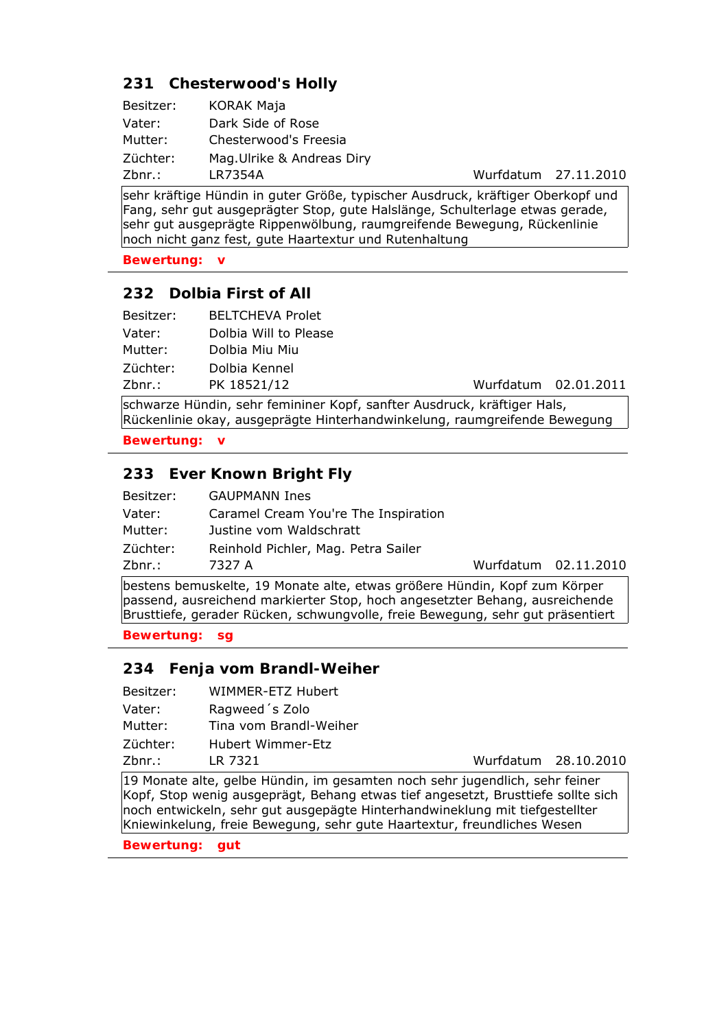## 231 Chesterwood's Holly

Besitzer: KORAK Maja
Vater: Dark Side of Rose
Mutter: Chesterwood's Freesia
Züchter: Mag.Ulrike & Andreas Diry
Zbnr.: LR7354A — Wurfdatum 27.11.2010

sehr kräftige Hündin in guter Größe, typischer Ausdruck, kräftiger Oberkopf und Fang, sehr gut ausgeprägter Stop, gute Halslänge, Schulterlage etwas gerade, sehr gut ausgeprägte Rippenwölbung, raumgreifende Bewegung, Rückenlinie noch nicht ganz fest, gute Haartextur und Rutenhaltung

**Bewertung: v**

---

## 232 Dolbia First of All

Besitzer: BELTCHEVA Prolet
Vater: Dolbia Will to Please
Mutter: Dolbia Miu Miu
Züchter: Dolbia Kennel
Zbnr.: PK 18521/12 — Wurfdatum 02.01.2011

schwarze Hündin, sehr femininer Kopf, sanfter Ausdruck, kräftiger Hals, Rückenlinie okay, ausgeprägte Hinterhandwinkelung, raumgreifende Bewegung

**Bewertung: v**

---

## 233 Ever Known Bright Fly

Besitzer: GAUPMANN Ines
Vater: Caramel Cream You're The Inspiration
Mutter: Justine vom Waldschratt
Züchter: Reinhold Pichler, Mag. Petra Sailer
Zbnr.: 7327 A — Wurfdatum 02.11.2010

bestens bemuskelte, 19 Monate alte, etwas größere Hündin, Kopf zum Körper passend, ausreichend markierter Stop, hoch angesetzter Behang, ausreichende Brusttiefe, gerader Rücken, schwungvolle, freie Bewegung, sehr gut präsentiert

**Bewertung: sg**

---

## 234 Fenja vom Brandl-Weiher

Besitzer: WIMMER-ETZ Hubert
Vater: Ragweed´s Zolo
Mutter: Tina vom Brandl-Weiher
Züchter: Hubert Wimmer-Etz
Zbnr.: LR 7321 — Wurfdatum 28.10.2010

19 Monate alte, gelbe Hündin, im gesamten noch sehr jugendlich, sehr feiner Kopf, Stop wenig ausgeprägt, Behang etwas tief angesetzt, Brusttiefe sollte sich noch entwickeln, sehr gut ausgepägte Hinterhandwineklung mit tiefgestellter Kniewinkelung, freie Bewegung, sehr gute Haartextur, freundliches Wesen

**Bewertung: gut**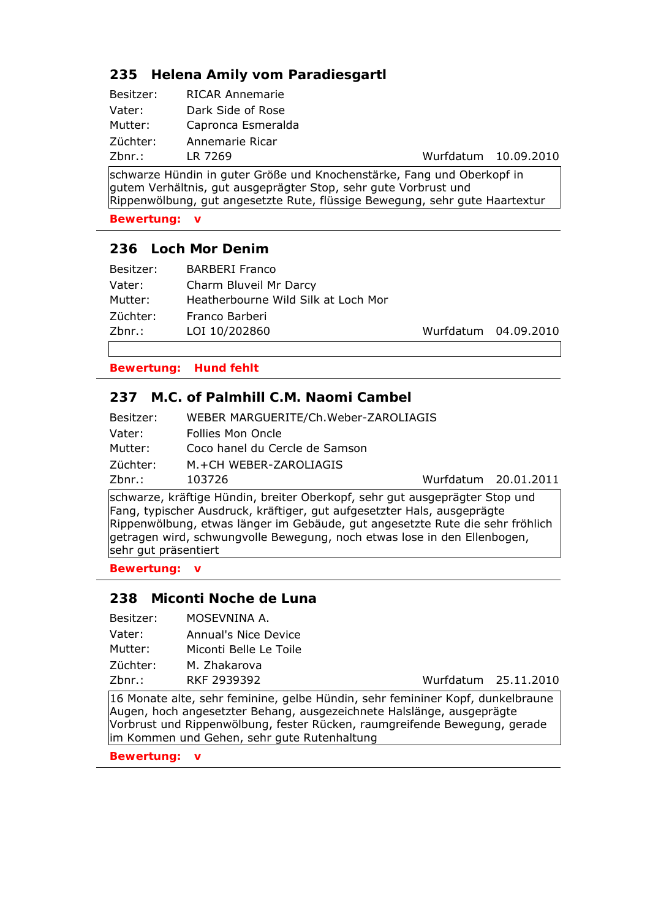### 235 Helena Amily vom Paradiesgartl

Besitzer: RICAR Annemarie
Vater: Dark Side of Rose
Mutter: Capronca Esmeralda
Züchter: Annemarie Ricar
Zbnr.: LR 7269 Wurfdatum 10.09.2010

schwarze Hündin in guter Größe und Knochenstärke, Fang und Oberkopf in gutem Verhältnis, gut ausgeprägter Stop, sehr gute Vorbrust und Rippenwölbung, gut angesetzte Rute, flüssige Bewegung, sehr gute Haartextur

**Bewertung: v**

---

### 236 Loch Mor Denim

Besitzer: BARBERI Franco
Vater: Charm Bluveil Mr Darcy
Mutter: Heatherbourne Wild Silk at Loch Mor
Züchter: Franco Barberi
Zbnr.: LOI 10/202860 Wurfdatum 04.09.2010

**Bewertung: Hund fehlt**

---

### 237 M.C. of Palmhill C.M. Naomi Cambel

Besitzer: WEBER MARGUERITE/Ch.Weber-ZAROLIAGIS
Vater: Follies Mon Oncle
Mutter: Coco hanel du Cercle de Samson
Züchter: M.+CH WEBER-ZAROLIAGIS
Zbnr.: 103726 Wurfdatum 20.01.2011

schwarze, kräftige Hündin, breiter Oberkopf, sehr gut ausgeprägter Stop und Fang, typischer Ausdruck, kräftiger, gut aufgesetzter Hals, ausgeprägte Rippenwölbung, etwas länger im Gebäude, gut angesetzte Rute die sehr fröhlich getragen wird, schwungvolle Bewegung, noch etwas lose in den Ellenbogen, sehr gut präsentiert

**Bewertung: v**

---

### 238 Miconti Noche de Luna

Besitzer: MOSEVNINA A.
Vater: Annual's Nice Device
Mutter: Miconti Belle Le Toile
Züchter: M. Zhakarova
Zbnr.: RKF 2939392 Wurfdatum 25.11.2010

16 Monate alte, sehr feminine, gelbe Hündin, sehr femininer Kopf, dunkelbraune Augen, hoch angesetzter Behang, ausgezeichnete Halslänge, ausgeprägte Vorbrust und Rippenwölbung, fester Rücken, raumgreifende Bewegung, gerade im Kommen und Gehen, sehr gute Rutenhaltung

**Bewertung: v**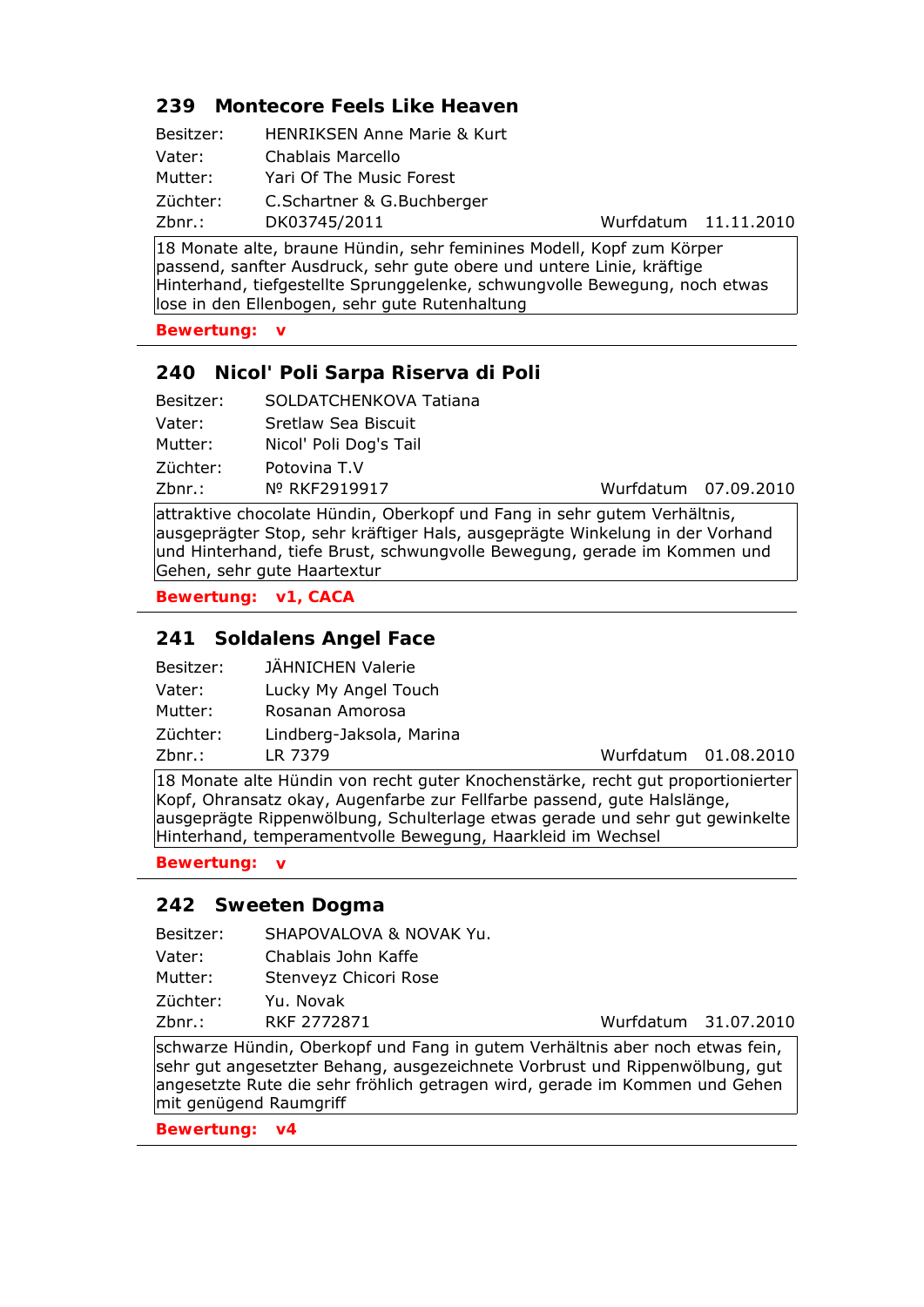### 239 Montecore Feels Like Heaven

Besitzer: HENRIKSEN Anne Marie & Kurt
Vater: Chablais Marcello
Mutter: Yari Of The Music Forest
Züchter: C.Schartner & G.Buchberger
Zbnr.: DK03745/2011 Wurfdatum 11.11.2010

18 Monate alte, braune Hündin, sehr feminines Modell, Kopf zum Körper passend, sanfter Ausdruck, sehr gute obere und untere Linie, kräftige Hinterhand, tiefgestellte Sprunggelenke, schwungvolle Bewegung, noch etwas lose in den Ellenbogen, sehr gute Rutenhaltung

**Bewertung: v**

---

### 240 Nicol' Poli Sarpa Riserva di Poli

Besitzer: SOLDATCHENKOVA Tatiana
Vater: Sretlaw Sea Biscuit
Mutter: Nicol' Poli Dog's Tail
Züchter: Potovina T.V
Zbnr.: № RKF2919917 Wurfdatum 07.09.2010

attraktive chocolate Hündin, Oberkopf und Fang in sehr gutem Verhältnis, ausgeprägter Stop, sehr kräftiger Hals, ausgeprägte Winkelung in der Vorhand und Hinterhand, tiefe Brust, schwungvolle Bewegung, gerade im Kommen und Gehen, sehr gute Haartextur

**Bewertung: v1, CACA**

---

### 241 Soldalens Angel Face

Besitzer: JÄHNICHEN Valerie
Vater: Lucky My Angel Touch
Mutter: Rosanan Amorosa
Züchter: Lindberg-Jaksola, Marina
Zbnr.: LR 7379 Wurfdatum 01.08.2010

18 Monate alte Hündin von recht guter Knochenstärke, recht gut proportionierter Kopf, Ohransatz okay, Augenfarbe zur Fellfarbe passend, gute Halslänge, ausgeprägte Rippenwölbung, Schulterlage etwas gerade und sehr gut gewinkelte Hinterhand, temperamentvolle Bewegung, Haarkleid im Wechsel

**Bewertung: v**

---

### 242 Sweeten Dogma

Besitzer: SHAPOVALOVA & NOVAK Yu.
Vater: Chablais John Kaffe
Mutter: Stenveyz Chicori Rose
Züchter: Yu. Novak
Zbnr.: RKF 2772871 Wurfdatum 31.07.2010

schwarze Hündin, Oberkopf und Fang in gutem Verhältnis aber noch etwas fein, sehr gut angesetzter Behang, ausgezeichnete Vorbrust und Rippenwölbung, gut angesetzte Rute die sehr fröhlich getragen wird, gerade im Kommen und Gehen mit genügend Raumgriff

**Bewertung: v4**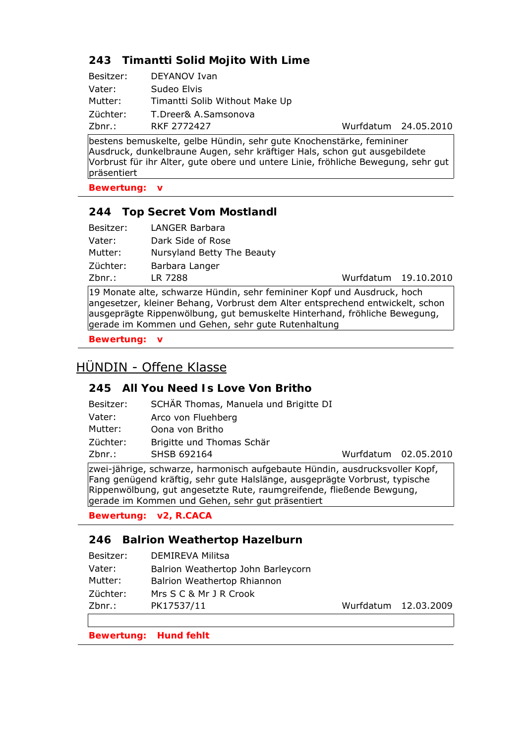### 243 Timantti Solid Mojito With Lime

| | | | |
|---|---|---|---|
| Besitzer: | DEYANOV Ivan | | |
| Vater: | Sudeo Elvis | | |
| Mutter: | Timantti Solib Without Make Up | | |
| Züchter: | T.Dreer& A.Samsonova | | |
| Zbnr.: | RKF 2772427 | Wurfdatum | 24.05.2010 |

bestens bemuskelte, gelbe Hündin, sehr gute Knochenstärke, femininer Ausdruck, dunkelbraune Augen, sehr kräftiger Hals, schon gut ausgebildete Vorbrust für ihr Alter, gute obere und untere Linie, fröhliche Bewegung, sehr gut präsentiert

**Bewertung: v**

---

### 244 Top Secret Vom Mostlandl

| | | | |
|---|---|---|---|
| Besitzer: | LANGER Barbara | | |
| Vater: | Dark Side of Rose | | |
| Mutter: | Nursyland Betty The Beauty | | |
| Züchter: | Barbara Langer | | |
| Zbnr.: | LR 7288 | Wurfdatum | 19.10.2010 |

19 Monate alte, schwarze Hündin, sehr femininer Kopf und Ausdruck, hoch angesetzer, kleiner Behang, Vorbrust dem Alter entsprechend entwickelt, schon ausgeprägte Rippenwölbung, gut bemuskelte Hinterhand, fröhliche Bewegung, gerade im Kommen und Gehen, sehr gute Rutenhaltung

**Bewertung: v**

---

## HÜNDIN - Offene Klasse

### 245 All You Need Is Love Von Britho

| | | | |
|---|---|---|---|
| Besitzer: | SCHÄR Thomas, Manuela und Brigitte DI | | |
| Vater: | Arco von Fluehberg | | |
| Mutter: | Oona von Britho | | |
| Züchter: | Brigitte und Thomas Schär | | |
| Zbnr.: | SHSB 692164 | Wurfdatum | 02.05.2010 |

zwei-jährige, schwarze, harmonisch aufgebaute Hündin, ausdrucksvoller Kopf, Fang genügend kräftig, sehr gute Halslänge, ausgeprägte Vorbrust, typische Rippenwölbung, gut angesetzte Rute, raumgreifende, fließende Bewgung, gerade im Kommen und Gehen, sehr gut präsentiert

**Bewertung: v2, R.CACA**

---

### 246 Balrion Weathertop Hazelburn

| | | | |
|---|---|---|---|
| Besitzer: | DEMIREVA Militsa | | |
| Vater: | Balrion Weathertop John Barleycorn | | |
| Mutter: | Balrion Weathertop Rhiannon | | |
| Züchter: | Mrs S C & Mr J R Crook | | |
| Zbnr.: | PK17537/11 | Wurfdatum | 12.03.2009 |

**Bewertung: Hund fehlt**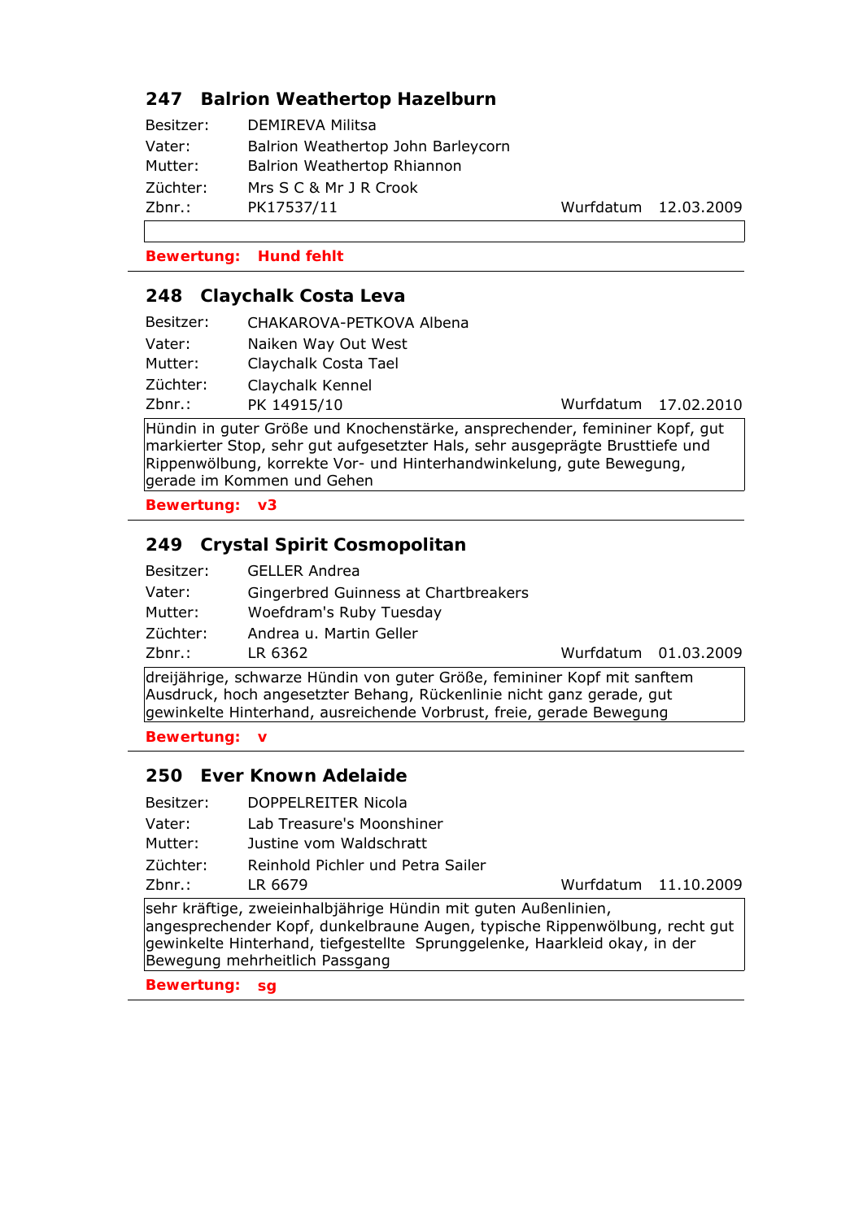## 247 Balrion Weathertop Hazelburn

Besitzer: DEMIREVA Militsa
Vater: Balrion Weathertop John Barleycorn
Mutter: Balrion Weathertop Rhiannon
Züchter: Mrs S C & Mr J R Crook
Zbnr.: PK17537/11 Wurfdatum 12.03.2009

**Bewertung: Hund fehlt**

---

## 248 Claychalk Costa Leva

Besitzer: CHAKAROVA-PETKOVA Albena
Vater: Naiken Way Out West
Mutter: Claychalk Costa Tael
Züchter: Claychalk Kennel
Zbnr.: PK 14915/10 Wurfdatum 17.02.2010

Hündin in guter Größe und Knochenstärke, ansprechender, femininer Kopf, gut markierter Stop, sehr gut aufgesetzter Hals, sehr ausgeprägte Brusttiefe und Rippenwölbung, korrekte Vor- und Hinterhandwinkelung, gute Bewegung, gerade im Kommen und Gehen

**Bewertung: v3**

---

## 249 Crystal Spirit Cosmopolitan

Besitzer: GELLER Andrea
Vater: Gingerbred Guinness at Chartbreakers
Mutter: Woefdram's Ruby Tuesday
Züchter: Andrea u. Martin Geller
Zbnr.: LR 6362 Wurfdatum 01.03.2009

dreijährige, schwarze Hündin von guter Größe, femininer Kopf mit sanftem Ausdruck, hoch angesetzter Behang, Rückenlinie nicht ganz gerade, gut gewinkelte Hinterhand, ausreichende Vorbrust, freie, gerade Bewegung

**Bewertung: v**

---

## 250 Ever Known Adelaide

Besitzer: DOPPELREITER Nicola
Vater: Lab Treasure's Moonshiner
Mutter: Justine vom Waldschratt
Züchter: Reinhold Pichler und Petra Sailer
Zbnr.: LR 6679 Wurfdatum 11.10.2009

sehr kräftige, zweieinhalbjährige Hündin mit guten Außenlinien, angesprechender Kopf, dunkelbraune Augen, typische Rippenwölbung, recht gut gewinkelte Hinterhand, tiefgestellte Sprunggelenke, Haarkleid okay, in der Bewegung mehrheitlich Passgang

**Bewertung: sg**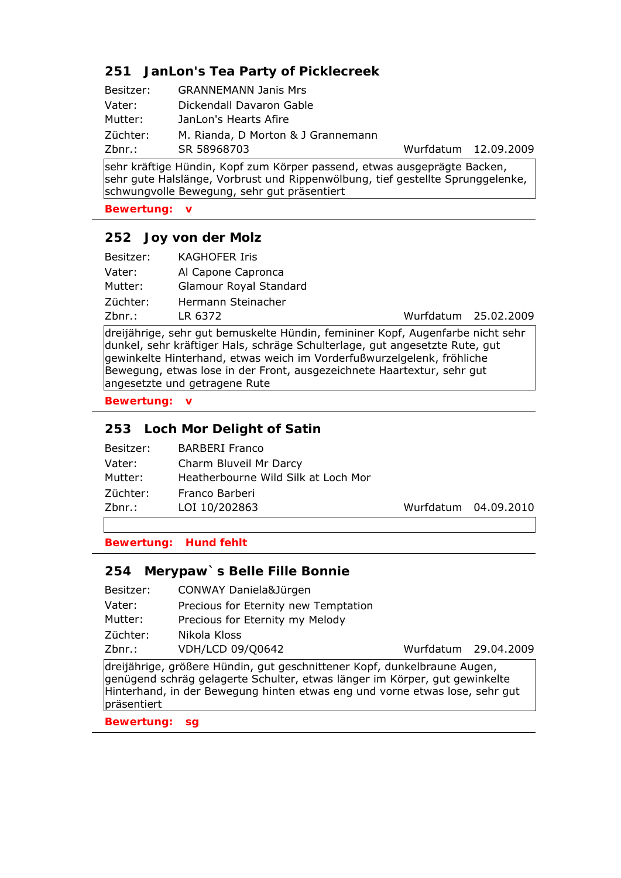## 251 JanLon's Tea Party of Picklecreek

Besitzer: GRANNEMANN Janis Mrs
Vater: Dickendall Davaron Gable
Mutter: JanLon's Hearts Afire
Züchter: M. Rianda, D Morton & J Grannemann
Zbnr.: SR 58968703 Wurfdatum 12.09.2009

sehr kräftige Hündin, Kopf zum Körper passend, etwas ausgeprägte Backen, sehr gute Halslänge, Vorbrust und Rippenwölbung, tief gestellte Sprunggelenke, schwungvolle Bewegung, sehr gut präsentiert

**Bewertung: v**

---

## 252 Joy von der Molz

Besitzer: KAGHOFER Iris
Vater: Al Capone Capronca
Mutter: Glamour Royal Standard
Züchter: Hermann Steinacher
Zbnr.: LR 6372 Wurfdatum 25.02.2009

dreijährige, sehr gut bemuskelte Hündin, femininer Kopf, Augenfarbe nicht sehr dunkel, sehr kräftiger Hals, schräge Schulterlage, gut angesetzte Rute, gut gewinkelte Hinterhand, etwas weich im Vorderfußwurzelgelenk, fröhliche Bewegung, etwas lose in der Front, ausgezeichnete Haartextur, sehr gut angesetzte und getragene Rute

**Bewertung: v**

---

## 253 Loch Mor Delight of Satin

Besitzer: BARBERI Franco
Vater: Charm Bluveil Mr Darcy
Mutter: Heatherbourne Wild Silk at Loch Mor
Züchter: Franco Barberi
Zbnr.: LOI 10/202863 Wurfdatum 04.09.2010

**Bewertung: Hund fehlt**

---

## 254 Merypaw` s Belle Fille Bonnie

Besitzer: CONWAY Daniela&Jürgen
Vater: Precious for Eternity new Temptation
Mutter: Precious for Eternity my Melody
Züchter: Nikola Kloss
Zbnr.: VDH/LCD 09/Q0642 Wurfdatum 29.04.2009

dreijährige, größere Hündin, gut geschnittener Kopf, dunkelbraune Augen, genügend schräg gelagerte Schulter, etwas länger im Körper, gut gewinkelte Hinterhand, in der Bewegung hinten etwas eng und vorne etwas lose, sehr gut präsentiert

**Bewertung: sg**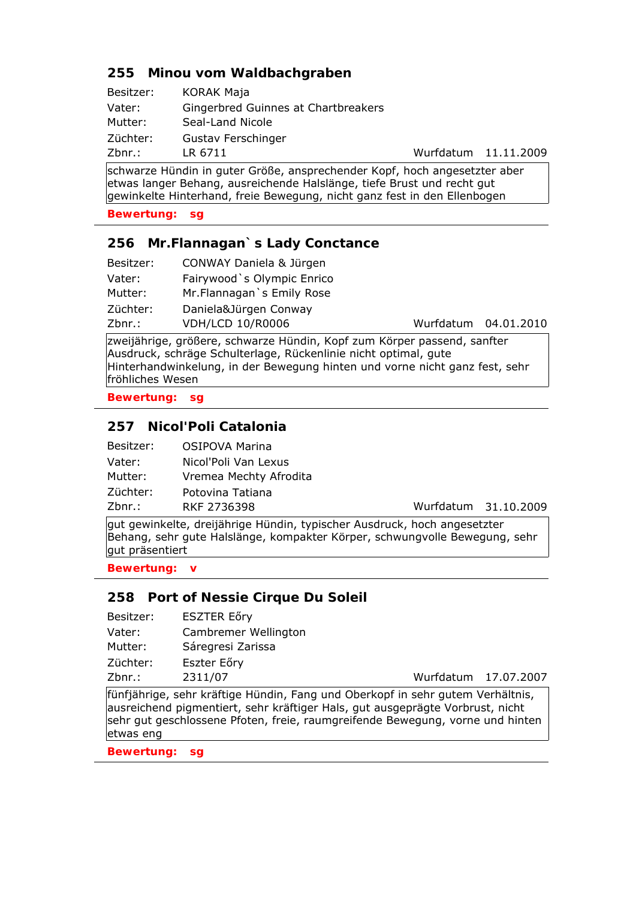## 255 Minou vom Waldbachgraben

| | | | |
|---|---|---|---|
| Besitzer: | KORAK Maja | | |
| Vater: | Gingerbred Guinnes at Chartbreakers | | |
| Mutter: | Seal-Land Nicole | | |
| Züchter: | Gustav Ferschinger | | |
| Zbnr.: | LR 6711 | Wurfdatum | 11.11.2009 |

schwarze Hündin in guter Größe, ansprechender Kopf, hoch angesetzter aber etwas langer Behang, ausreichende Halslänge, tiefe Brust und recht gut gewinkelte Hinterhand, freie Bewegung, nicht ganz fest in den Ellenbogen

**Bewertung: sg**

---

## 256 Mr.Flannagan` s Lady Conctance

| | | | |
|---|---|---|---|
| Besitzer: | CONWAY Daniela & Jürgen | | |
| Vater: | Fairywood`s Olympic Enrico | | |
| Mutter: | Mr.Flannagan`s Emily Rose | | |
| Züchter: | Daniela&Jürgen Conway | | |
| Zbnr.: | VDH/LCD 10/R0006 | Wurfdatum | 04.01.2010 |

zweijährige, größere, schwarze Hündin, Kopf zum Körper passend, sanfter Ausdruck, schräge Schulterlage, Rückenlinie nicht optimal, gute Hinterhandwinkelung, in der Bewegung hinten und vorne nicht ganz fest, sehr fröhliches Wesen

**Bewertung: sg**

---

## 257 Nicol'Poli Catalonia

| | | | |
|---|---|---|---|
| Besitzer: | OSIPOVA Marina | | |
| Vater: | Nicol'Poli Van Lexus | | |
| Mutter: | Vremea Mechty Afrodita | | |
| Züchter: | Potovina Tatiana | | |
| Zbnr.: | RKF 2736398 | Wurfdatum | 31.10.2009 |

gut gewinkelte, dreijährige Hündin, typischer Ausdruck, hoch angesetzter Behang, sehr gute Halslänge, kompakter Körper, schwungvolle Bewegung, sehr gut präsentiert

**Bewertung: v**

---

## 258 Port of Nessie Cirque Du Soleil

| | | | |
|---|---|---|---|
| Besitzer: | ESZTER Eőry | | |
| Vater: | Cambremer Wellington | | |
| Mutter: | Sáregresi Zarissa | | |
| Züchter: | Eszter Eőry | | |
| Zbnr.: | 2311/07 | Wurfdatum | 17.07.2007 |

fünfjährige, sehr kräftige Hündin, Fang und Oberkopf in sehr gutem Verhältnis, ausreichend pigmentiert, sehr kräftiger Hals, gut ausgeprägte Vorbrust, nicht sehr gut geschlossene Pfoten, freie, raumgreifende Bewegung, vorne und hinten etwas eng

**Bewertung: sg**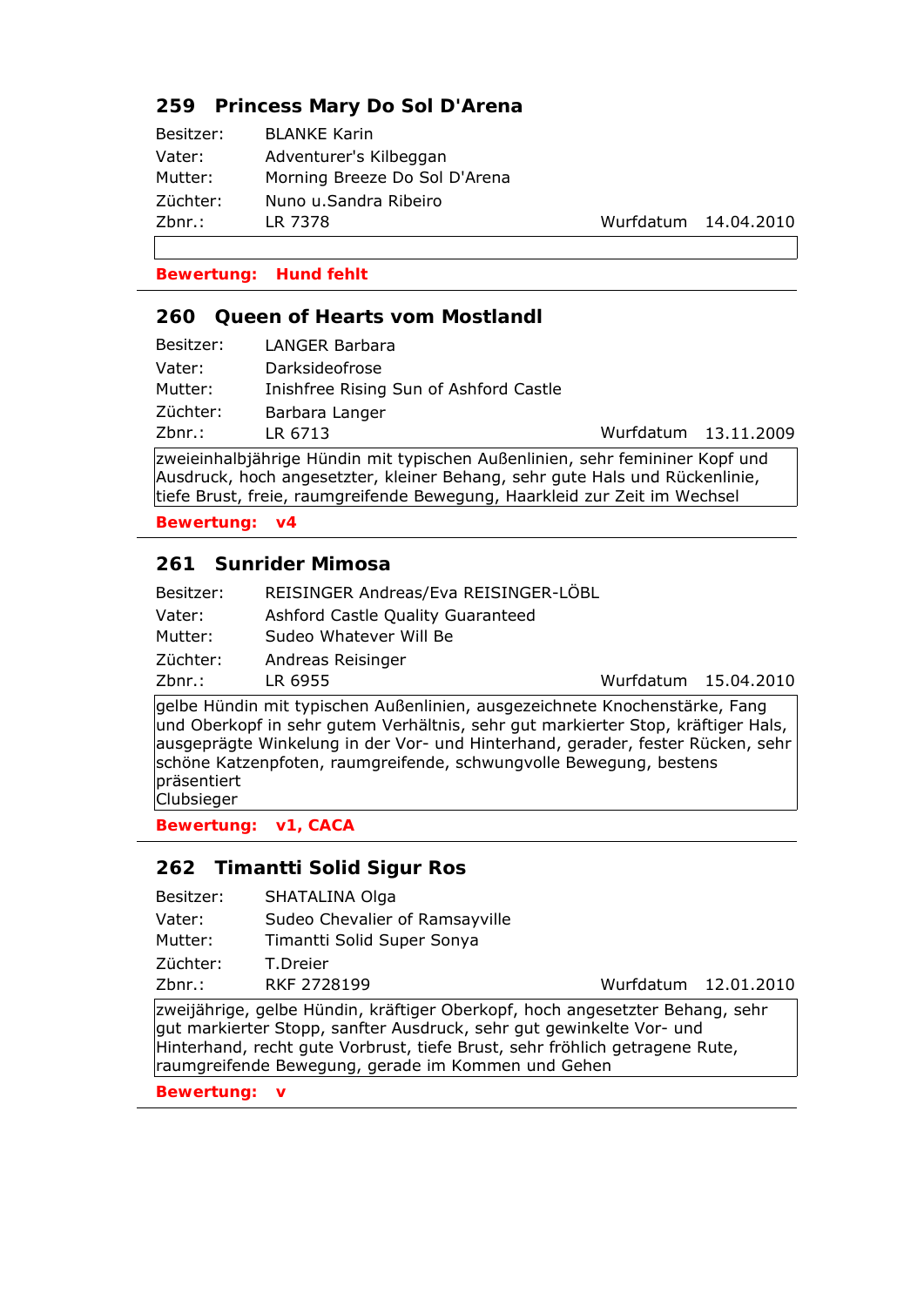## 259 Princess Mary Do Sol D'Arena

| | | | |
|---|---|---|---|
| Besitzer: | BLANKE Karin | | |
| Vater: | Adventurer's Kilbeggan | | |
| Mutter: | Morning Breeze Do Sol D'Arena | | |
| Züchter: | Nuno u.Sandra Ribeiro | | |
| Zbnr.: | LR 7378 | Wurfdatum | 14.04.2010 |

**Bewertung: Hund fehlt**

---

## 260 Queen of Hearts vom Mostlandl

| | | | |
|---|---|---|---|
| Besitzer: | LANGER Barbara | | |
| Vater: | Darksideofrose | | |
| Mutter: | Inishfree Rising Sun of Ashford Castle | | |
| Züchter: | Barbara Langer | | |
| Zbnr.: | LR 6713 | Wurfdatum | 13.11.2009 |

zweieinhalbjährige Hündin mit typischen Außenlinien, sehr femininer Kopf und Ausdruck, hoch angesetzter, kleiner Behang, sehr gute Hals und Rückenlinie, tiefe Brust, freie, raumgreifende Bewegung, Haarkleid zur Zeit im Wechsel

**Bewertung: v4**

---

## 261 Sunrider Mimosa

| | | | |
|---|---|---|---|
| Besitzer: | REISINGER Andreas/Eva REISINGER-LÖBL | | |
| Vater: | Ashford Castle Quality Guaranteed | | |
| Mutter: | Sudeo Whatever Will Be | | |
| Züchter: | Andreas Reisinger | | |
| Zbnr.: | LR 6955 | Wurfdatum | 15.04.2010 |

gelbe Hündin mit typischen Außenlinien, ausgezeichnete Knochenstärke, Fang und Oberkopf in sehr gutem Verhältnis, sehr gut markierter Stop, kräftiger Hals, ausgeprägte Winkelung in der Vor- und Hinterhand, gerader, fester Rücken, sehr schöne Katzenpfoten, raumgreifende, schwungvolle Bewegung, bestens präsentiert
Clubsieger

**Bewertung: v1, CACA**

---

## 262 Timantti Solid Sigur Ros

| | | | |
|---|---|---|---|
| Besitzer: | SHATALINA Olga | | |
| Vater: | Sudeo Chevalier of Ramsayville | | |
| Mutter: | Timantti Solid Super Sonya | | |
| Züchter: | T.Dreier | | |
| Zbnr.: | RKF 2728199 | Wurfdatum | 12.01.2010 |

zweijährige, gelbe Hündin, kräftiger Oberkopf, hoch angesetzter Behang, sehr gut markierter Stopp, sanfter Ausdruck, sehr gut gewinkelte Vor- und Hinterhand, recht gute Vorbrust, tiefe Brust, sehr fröhlich getragene Rute, raumgreifende Bewegung, gerade im Kommen und Gehen

**Bewertung: v**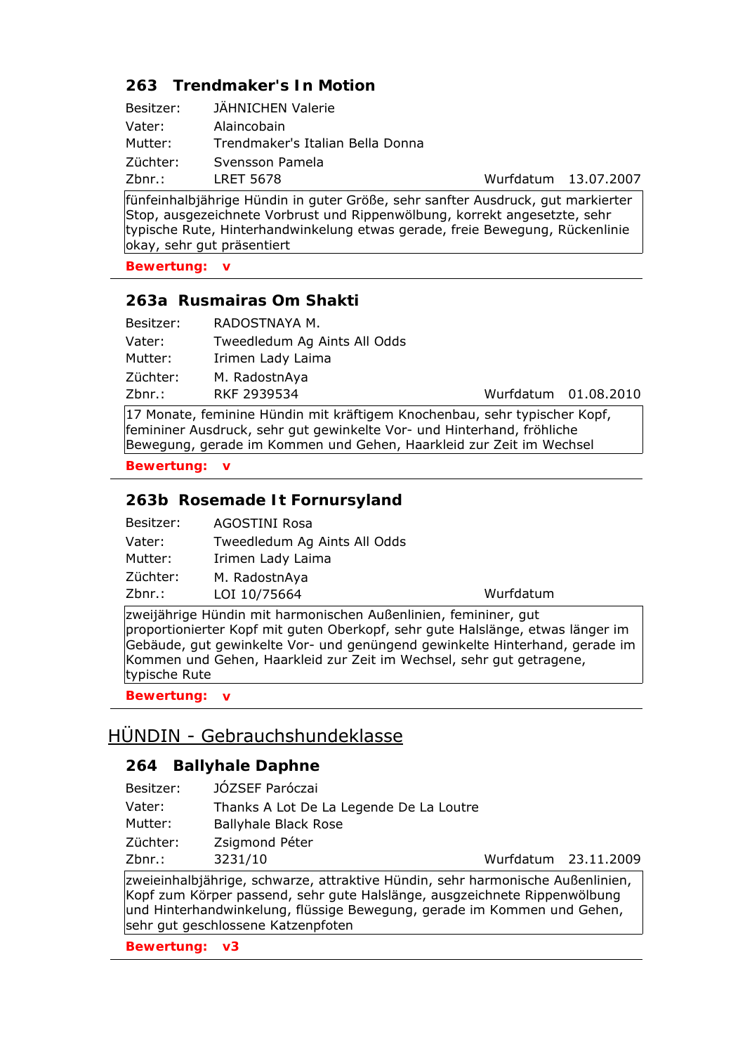### 263 Trendmaker's In Motion

Besitzer: JÄHNICHEN Valerie
Vater: Alaincobain
Mutter: Trendmaker's Italian Bella Donna
Züchter: Svensson Pamela
Zbnr.: LRET 5678 Wurfdatum 13.07.2007

fünfeinhalbjährige Hündin in guter Größe, sehr sanfter Ausdruck, gut markierter Stop, ausgezeichnete Vorbrust und Rippenwölbung, korrekt angesetzte, sehr typische Rute, Hinterhandwinkelung etwas gerade, freie Bewegung, Rückenlinie okay, sehr gut präsentiert

**Bewertung: v**

---

### 263a Rusmairas Om Shakti

Besitzer: RADOSTNAYA M.
Vater: Tweedledum Ag Aints All Odds
Mutter: Irimen Lady Laima
Züchter: M. RadostnAya
Zbnr.: RKF 2939534 Wurfdatum 01.08.2010

17 Monate, feminine Hündin mit kräftigem Knochenbau, sehr typischer Kopf, femininer Ausdruck, sehr gut gewinkelte Vor- und Hinterhand, fröhliche Bewegung, gerade im Kommen und Gehen, Haarkleid zur Zeit im Wechsel

**Bewertung: v**

---

### 263b Rosemade It Fornursyland

Besitzer: AGOSTINI Rosa
Vater: Tweedledum Ag Aints All Odds
Mutter: Irimen Lady Laima
Züchter: M. RadostnAya
Zbnr.: LOI 10/75664 Wurfdatum

zweijährige Hündin mit harmonischen Außenlinien, femininer, gut proportionierter Kopf mit guten Oberkopf, sehr gute Halslänge, etwas länger im Gebäude, gut gewinkelte Vor- und genügend gewinkelte Hinterhand, gerade im Kommen und Gehen, Haarkleid zur Zeit im Wechsel, sehr gut getragene, typische Rute

**Bewertung: v**

---

## HÜNDIN - Gebrauchshundeklasse

### 264 Ballyhale Daphne

Besitzer: JÓZSEF Paróczai
Vater: Thanks A Lot De La Legende De La Loutre
Mutter: Ballyhale Black Rose
Züchter: Zsigmond Péter
Zbnr.: 3231/10 Wurfdatum 23.11.2009

zweieinhalbjährige, schwarze, attraktive Hündin, sehr harmonische Außenlinien, Kopf zum Körper passend, sehr gute Halslänge, ausgezeichnete Rippenwölbung und Hinterhandwinkelung, flüssige Bewegung, gerade im Kommen und Gehen, sehr gut geschlossene Katzenpfoten

**Bewertung: v3**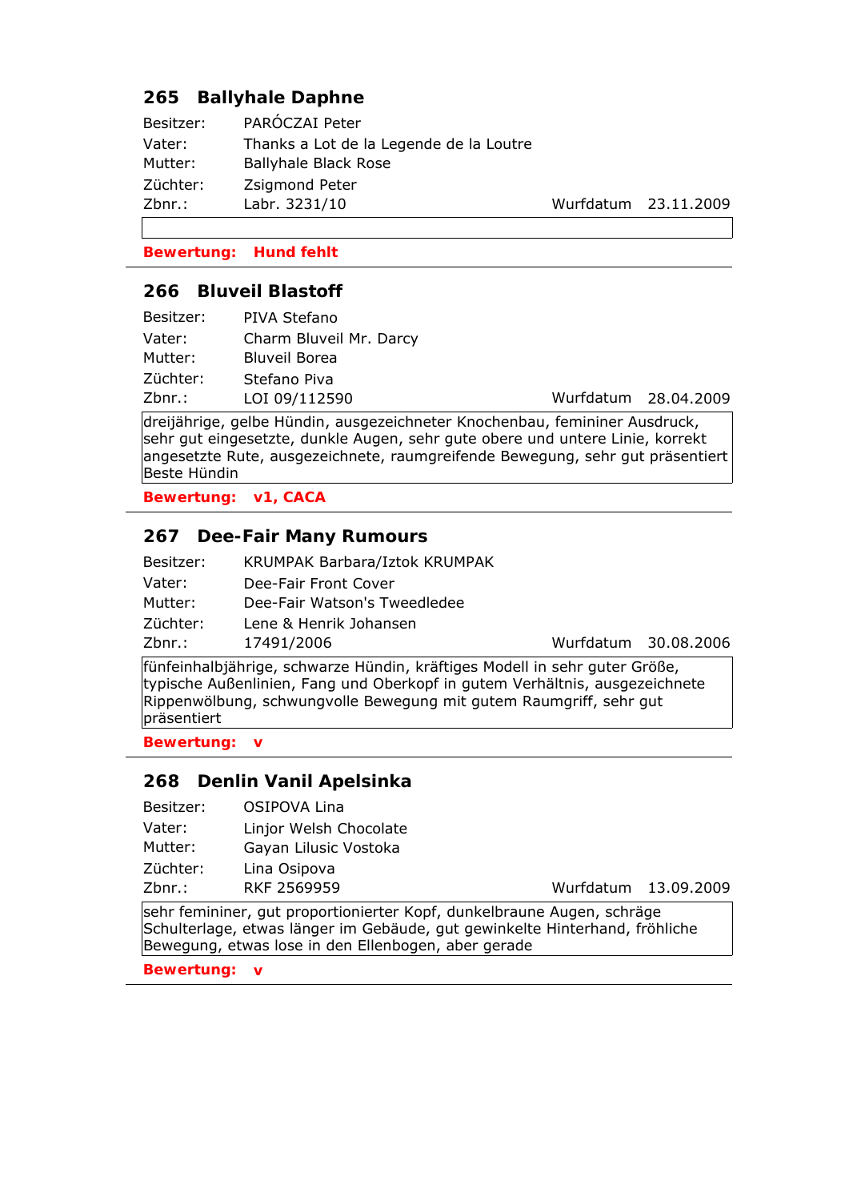### 265 Ballyhale Daphne

Besitzer: PARÓCZAI Peter
Vater: Thanks a Lot de la Legende de la Loutre
Mutter: Ballyhale Black Rose
Züchter: Zsigmond Peter
Zbnr.: Labr. 3231/10 Wurfdatum 23.11.2009

**Bewertung: Hund fehlt**

---

### 266 Bluveil Blastoff

Besitzer: PIVA Stefano
Vater: Charm Bluveil Mr. Darcy
Mutter: Bluveil Borea
Züchter: Stefano Piva
Zbnr.: LOI 09/112590 Wurfdatum 28.04.2009

dreijährige, gelbe Hündin, ausgezeichneter Knochenbau, femininer Ausdruck, sehr gut eingesetzte, dunkle Augen, sehr gute obere und untere Linie, korrekt angesetzte Rute, ausgezeichnete, raumgreifende Bewegung, sehr gut präsentiert Beste Hündin

**Bewertung: v1, CACA**

---

### 267 Dee-Fair Many Rumours

Besitzer: KRUMPAK Barbara/Iztok KRUMPAK
Vater: Dee-Fair Front Cover
Mutter: Dee-Fair Watson's Tweedledee
Züchter: Lene & Henrik Johansen
Zbnr.: 17491/2006 Wurfdatum 30.08.2006

fünfeinhalbjährige, schwarze Hündin, kräftiges Modell in sehr guter Größe, typische Außenlinien, Fang und Oberkopf in gutem Verhältnis, ausgezeichnete Rippenwölbung, schwungvolle Bewegung mit gutem Raumgriff, sehr gut präsentiert

**Bewertung: v**

---

### 268 Denlin Vanil Apelsinka

Besitzer: OSIPOVA Lina
Vater: Linjor Welsh Chocolate
Mutter: Gayan Lilusic Vostoka
Züchter: Lina Osipova
Zbnr.: RKF 2569959 Wurfdatum 13.09.2009

sehr femininer, gut proportionierter Kopf, dunkelbraune Augen, schräge Schulterlage, etwas länger im Gebäude, gut gewinkelte Hinterhand, fröhliche Bewegung, etwas lose in den Ellenbogen, aber gerade

**Bewertung: v**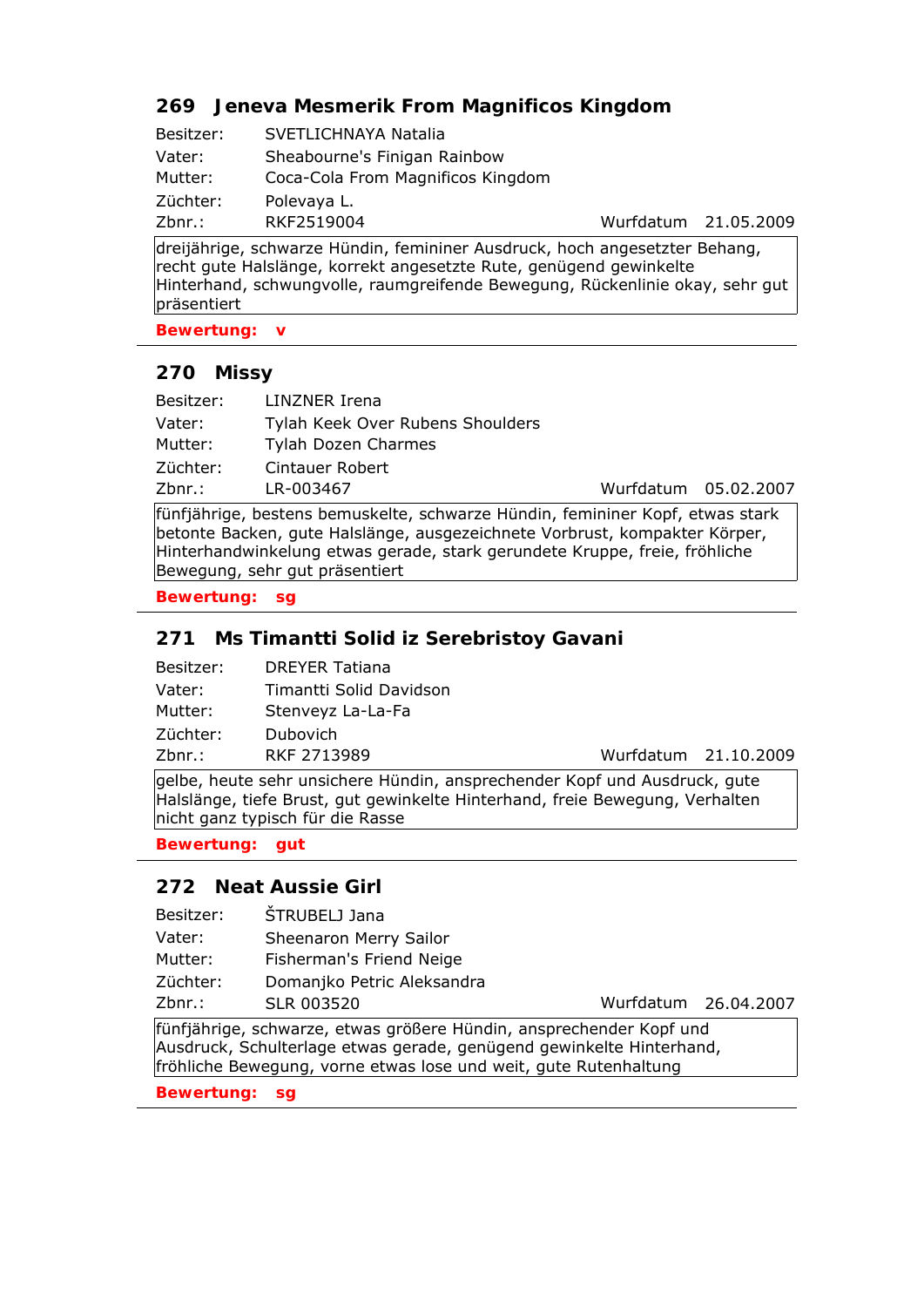## 269 Jeneva Mesmerik From Magnificos Kingdom

Besitzer: SVETLICHNAYA Natalia
Vater: Sheabourne's Finigan Rainbow
Mutter: Coca-Cola From Magnificos Kingdom
Züchter: Polevaya L.
Zbnr.: RKF2519004 — Wurfdatum 21.05.2009

dreijährige, schwarze Hündin, femininer Ausdruck, hoch angesetzter Behang, recht gute Halslänge, korrekt angesetzte Rute, genügend gewinkelte Hinterhand, schwungvolle, raumgreifende Bewegung, Rückenlinie okay, sehr gut präsentiert

**Bewertung: v**

---

## 270 Missy

Besitzer: LINZNER Irena
Vater: Tylah Keek Over Rubens Shoulders
Mutter: Tylah Dozen Charmes
Züchter: Cintauer Robert
Zbnr.: LR-003467 — Wurfdatum 05.02.2007

fünfjährige, bestens bemuskelte, schwarze Hündin, femininer Kopf, etwas stark betonte Backen, gute Halslänge, ausgezeichnete Vorbrust, kompakter Körper, Hinterhandwinkelung etwas gerade, stark gerundete Kruppe, freie, fröhliche Bewegung, sehr gut präsentiert

**Bewertung: sg**

---

## 271 Ms Timantti Solid iz Serebristoy Gavani

Besitzer: DREYER Tatiana
Vater: Timantti Solid Davidson
Mutter: Stenveyz La-La-Fa
Züchter: Dubovich
Zbnr.: RKF 2713989 — Wurfdatum 21.10.2009

gelbe, heute sehr unsichere Hündin, ansprechender Kopf und Ausdruck, gute Halslänge, tiefe Brust, gut gewinkelte Hinterhand, freie Bewegung, Verhalten nicht ganz typisch für die Rasse

**Bewertung: gut**

---

## 272 Neat Aussie Girl

Besitzer: ŠTRUBELJ Jana
Vater: Sheenaron Merry Sailor
Mutter: Fisherman's Friend Neige
Züchter: Domanjko Petric Aleksandra
Zbnr.: SLR 003520 — Wurfdatum 26.04.2007

fünfjährige, schwarze, etwas größere Hündin, ansprechender Kopf und Ausdruck, Schulterlage etwas gerade, genügend gewinkelte Hinterhand, fröhliche Bewegung, vorne etwas lose und weit, gute Rutenhaltung

**Bewertung: sg**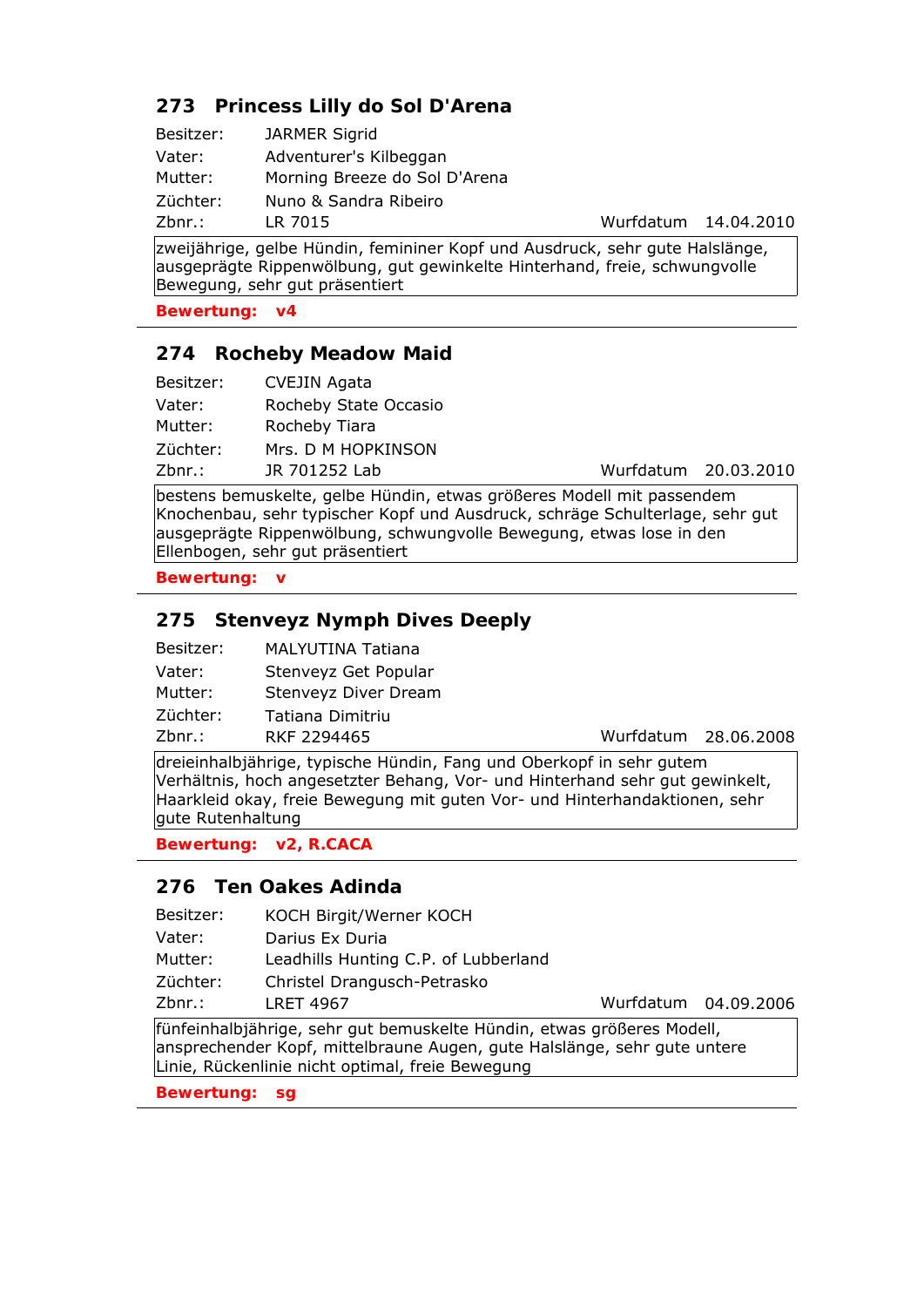## 273 Princess Lilly do Sol D'Arena

Besitzer: JARMER Sigrid
Vater: Adventurer's Kilbeggan
Mutter: Morning Breeze do Sol D'Arena
Züchter: Nuno & Sandra Ribeiro
Zbnr.: LR 7015 Wurfdatum 14.04.2010

zweijährige, gelbe Hündin, femininer Kopf und Ausdruck, sehr gute Halslänge, ausgeprägte Rippenwölbung, gut gewinkelte Hinterhand, freie, schwungvolle Bewegung, sehr gut präsentiert

**Bewertung: v4**

---

## 274 Rocheby Meadow Maid

Besitzer: CVEJIN Agata
Vater: Rocheby State Occasio
Mutter: Rocheby Tiara
Züchter: Mrs. D M HOPKINSON
Zbnr.: JR 701252 Lab Wurfdatum 20.03.2010

bestens bemuskelte, gelbe Hündin, etwas größeres Modell mit passendem Knochenbau, sehr typischer Kopf und Ausdruck, schräge Schulterlage, sehr gut ausgeprägte Rippenwölbung, schwungvolle Bewegung, etwas lose in den Ellenbogen, sehr gut präsentiert

**Bewertung: v**

---

## 275 Stenveyz Nymph Dives Deeply

Besitzer: MALYUTINA Tatiana
Vater: Stenveyz Get Popular
Mutter: Stenveyz Diver Dream
Züchter: Tatiana Dimitriu
Zbnr.: RKF 2294465 Wurfdatum 28.06.2008

dreieinhalbjährige, typische Hündin, Fang und Oberkopf in sehr gutem Verhältnis, hoch angesetzter Behang, Vor- und Hinterhand sehr gut gewinkelt, Haarkleid okay, freie Bewegung mit guten Vor- und Hinterhandaktionen, sehr gute Rutenhaltung

**Bewertung: v2, R.CACA**

---

## 276 Ten Oakes Adinda

Besitzer: KOCH Birgit/Werner KOCH
Vater: Darius Ex Duria
Mutter: Leadhills Hunting C.P. of Lubberland
Züchter: Christel Drangusch-Petrasko
Zbnr.: LRET 4967 Wurfdatum 04.09.2006

fünfeinhalbjährige, sehr gut bemuskelte Hündin, etwas größeres Modell, ansprechender Kopf, mittelbraune Augen, gute Halslänge, sehr gute untere Linie, Rückenlinie nicht optimal, freie Bewegung

**Bewertung: sg**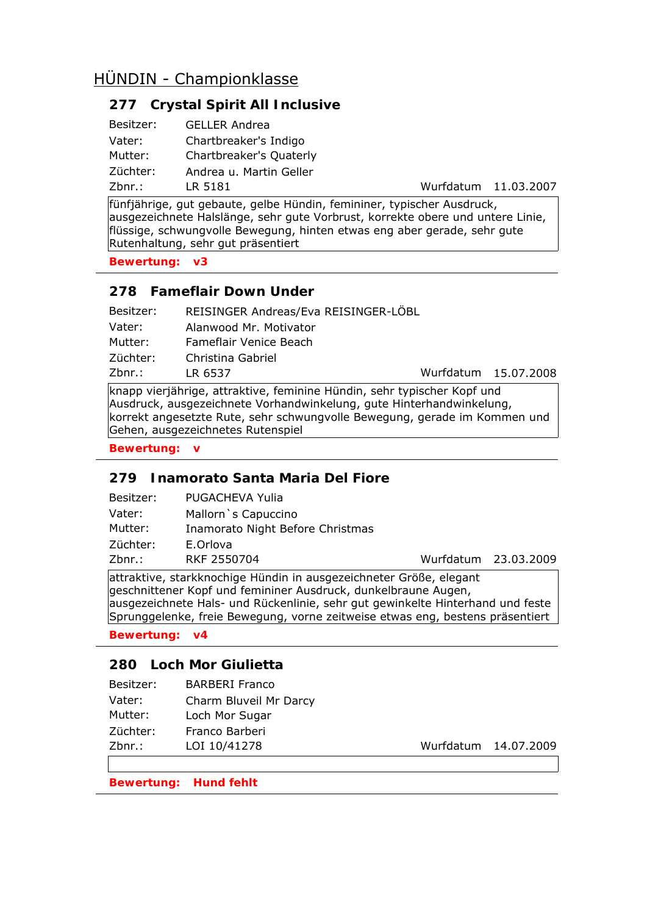## HÜNDIN - Championklasse

### 277 Crystal Spirit All Inclusive

Besitzer: GELLER Andrea
Vater: Chartbreaker's Indigo
Mutter: Chartbreaker's Quaterly
Züchter: Andrea u. Martin Geller
Zbnr.: LR 5181 Wurfdatum 11.03.2007

fünfjährige, gut gebaute, gelbe Hündin, femininer, typischer Ausdruck, ausgezeichnete Halslänge, sehr gute Vorbrust, korrekte obere und untere Linie, flüssige, schwungvolle Bewegung, hinten etwas eng aber gerade, sehr gute Rutenhaltung, sehr gut präsentiert

**Bewertung: v3**

---

### 278 Fameflair Down Under

Besitzer: REISINGER Andreas/Eva REISINGER-LÖBL
Vater: Alanwood Mr. Motivator
Mutter: Fameflair Venice Beach
Züchter: Christina Gabriel
Zbnr.: LR 6537 Wurfdatum 15.07.2008

knapp vierjährige, attraktive, feminine Hündin, sehr typischer Kopf und Ausdruck, ausgezeichnete Vorhandwinkelung, gute Hinterhandwinkelung, korrekt angesetzte Rute, sehr schwungvolle Bewegung, gerade im Kommen und Gehen, ausgezeichnetes Rutenspiel

**Bewertung: v**

---

### 279 Inamorato Santa Maria Del Fiore

Besitzer: PUGACHEVA Yulia
Vater: Mallorn`s Capuccino
Mutter: Inamorato Night Before Christmas
Züchter: E.Orlova
Zbnr.: RKF 2550704 Wurfdatum 23.03.2009

attraktive, starkknochige Hündin in ausgezeichneter Größe, elegant geschnittener Kopf und femininer Ausdruck, dunkelbraune Augen, ausgezeichnete Hals- und Rückenlinie, sehr gut gewinkelte Hinterhand und feste Sprunggelenke, freie Bewegung, vorne zeitweise etwas eng, bestens präsentiert

**Bewertung: v4**

---

### 280 Loch Mor Giulietta

Besitzer: BARBERI Franco
Vater: Charm Bluveil Mr Darcy
Mutter: Loch Mor Sugar
Züchter: Franco Barberi
Zbnr.: LOI 10/41278 Wurfdatum 14.07.2009

**Bewertung: Hund fehlt**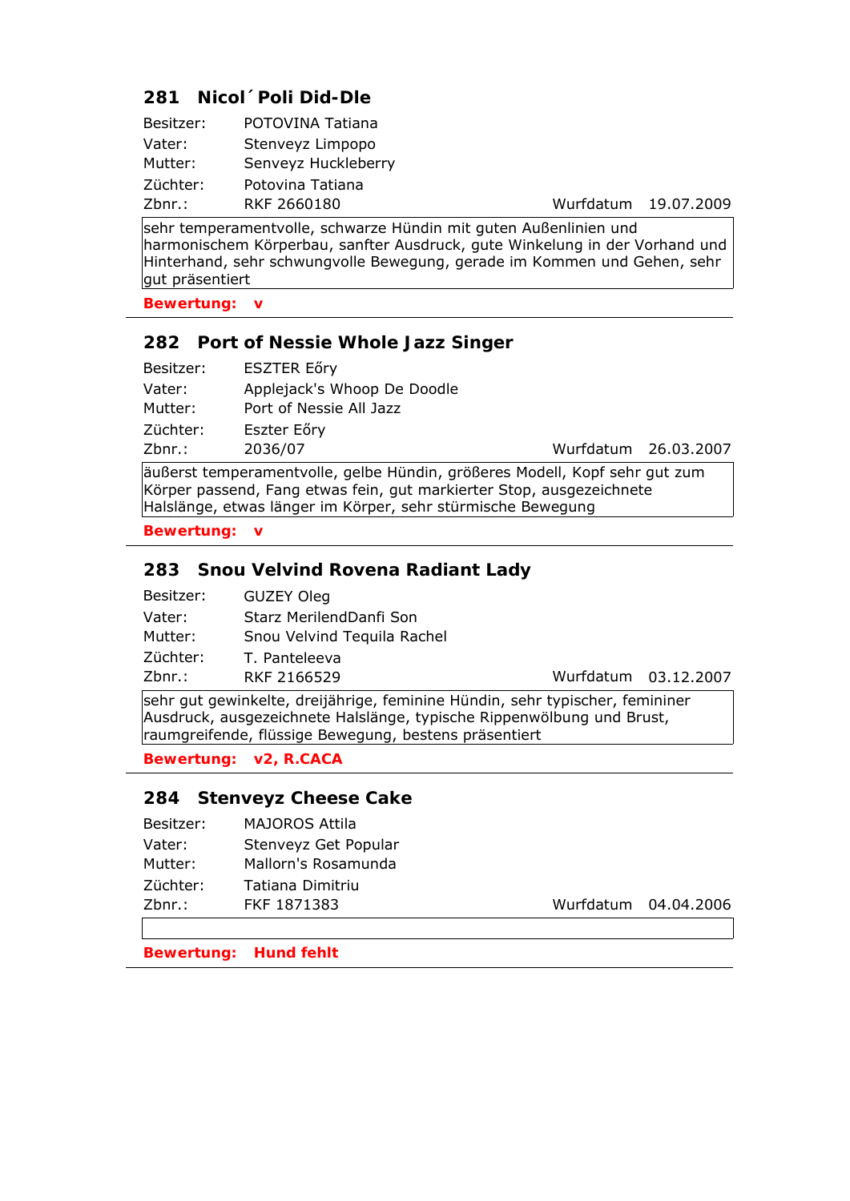### 281 Nicol´ Poli Did-Dle

Besitzer: POTOVINA Tatiana
Vater: Stenveyz Limpopo
Mutter: Senveyz Huckleberry
Züchter: Potovina Tatiana
Zbnr.: RKF 2660180 Wurfdatum 19.07.2009

sehr temperamentvolle, schwarze Hündin mit guten Außenlinien und harmonischem Körperbau, sanfter Ausdruck, gute Winkelung in der Vorhand und Hinterhand, sehr schwungvolle Bewegung, gerade im Kommen und Gehen, sehr gut präsentiert

**Bewertung: v**

---

### 282 Port of Nessie Whole Jazz Singer

Besitzer: ESZTER Eőry
Vater: Applejack's Whoop De Doodle
Mutter: Port of Nessie All Jazz
Züchter: Eszter Eőry
Zbnr.: 2036/07 Wurfdatum 26.03.2007

äußerst temperamentvolle, gelbe Hündin, größeres Modell, Kopf sehr gut zum Körper passend, Fang etwas fein, gut markierter Stop, ausgezeichnete Halslänge, etwas länger im Körper, sehr stürmische Bewegung

**Bewertung: v**

---

### 283 Snou Velvind Rovena Radiant Lady

Besitzer: GUZEY Oleg
Vater: Starz MerilendDanfi Son
Mutter: Snou Velvind Tequila Rachel
Züchter: T. Panteleeva
Zbnr.: RKF 2166529 Wurfdatum 03.12.2007

sehr gut gewinkelte, dreijährige, feminine Hündin, sehr typischer, femininer Ausdruck, ausgezeichnete Halslänge, typische Rippenwölbung und Brust, raumgreifende, flüssige Bewegung, bestens präsentiert

**Bewertung: v2, R.CACA**

---

### 284 Stenveyz Cheese Cake

Besitzer: MAJOROS Attila
Vater: Stenveyz Get Popular
Mutter: Mallorn's Rosamunda
Züchter: Tatiana Dimitriu
Zbnr.: FKF 1871383 Wurfdatum 04.04.2006

**Bewertung: Hund fehlt**

---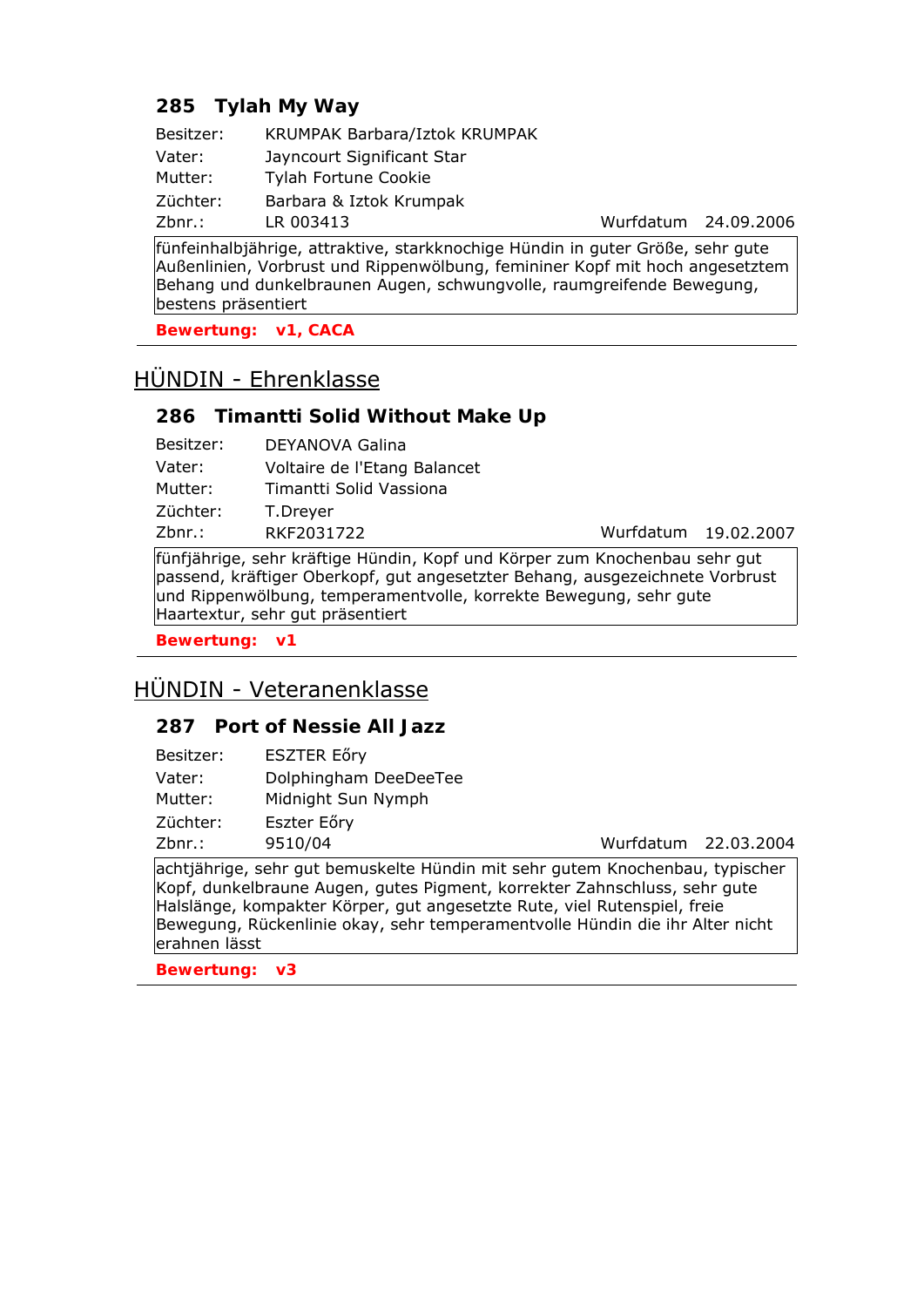### 285 Tylah My Way

| | | | |
|---|---|---|---|
| Besitzer: | KRUMPAK Barbara/Iztok KRUMPAK | | |
| Vater: | Jayncourt Significant Star | | |
| Mutter: | Tylah Fortune Cookie | | |
| Züchter: | Barbara & Iztok Krumpak | | |
| Zbnr.: | LR 003413 | Wurfdatum | 24.09.2006 |

fünfeinhalbjährige, attraktive, starkknochige Hündin in guter Größe, sehr gute Außenlinien, Vorbrust und Rippenwölbung, femininer Kopf mit hoch angesetztem Behang und dunkelbraunen Augen, schwungvolle, raumgreifende Bewegung, bestens präsentiert

**Bewertung: v1, CACA**

---

## HÜNDIN - Ehrenklasse

### 286 Timantti Solid Without Make Up

| | | | |
|---|---|---|---|
| Besitzer: | DEYANOVA Galina | | |
| Vater: | Voltaire de l'Etang Balancet | | |
| Mutter: | Timantti Solid Vassiona | | |
| Züchter: | T.Dreyer | | |
| Zbnr.: | RKF2031722 | Wurfdatum | 19.02.2007 |

fünfjährige, sehr kräftige Hündin, Kopf und Körper zum Knochenbau sehr gut passend, kräftiger Oberkopf, gut angesetzter Behang, ausgezeichnete Vorbrust und Rippenwölbung, temperamentvolle, korrekte Bewegung, sehr gute Haartextur, sehr gut präsentiert

**Bewertung: v1**

---

## HÜNDIN - Veteranenklasse

### 287 Port of Nessie All Jazz

| | | | |
|---|---|---|---|
| Besitzer: | ESZTER Eőry | | |
| Vater: | Dolphingham DeeDeeTee | | |
| Mutter: | Midnight Sun Nymph | | |
| Züchter: | Eszter Eőry | | |
| Zbnr.: | 9510/04 | Wurfdatum | 22.03.2004 |

achtjährige, sehr gut bemuskelte Hündin mit sehr gutem Knochenbau, typischer Kopf, dunkelbraune Augen, gutes Pigment, korrekter Zahnschluss, sehr gute Halslänge, kompakter Körper, gut angesetzte Rute, viel Rutenspiel, freie Bewegung, Rückenlinie okay, sehr temperamentvolle Hündin die ihr Alter nicht erahnen lässt

**Bewertung: v3**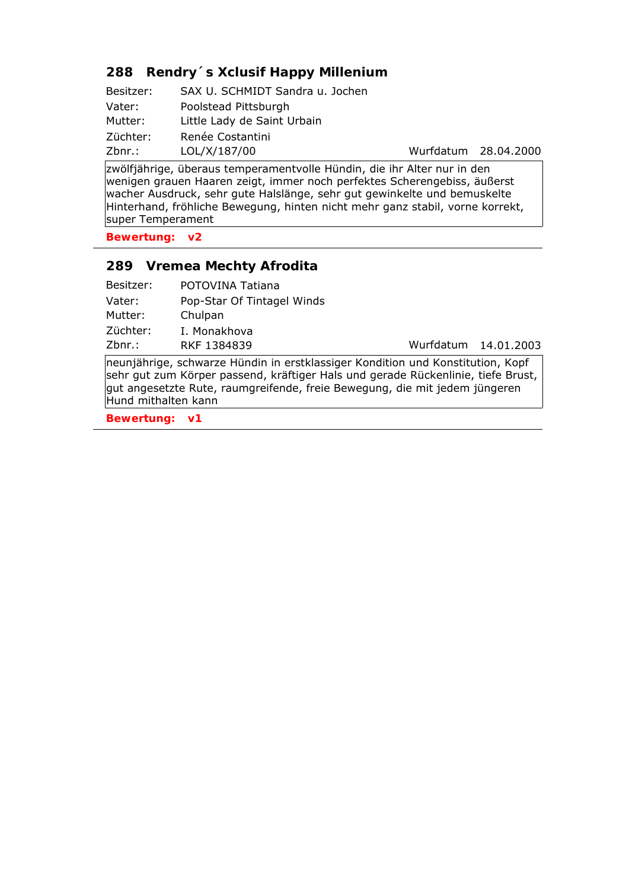## 288 Rendry´s Xclusif Happy Millenium

| | | | |
|---|---|---|---|
| Besitzer: | SAX U. SCHMIDT Sandra u. Jochen | | |
| Vater: | Poolstead Pittsburgh | | |
| Mutter: | Little Lady de Saint Urbain | | |
| Züchter: | Renée Costantini | | |
| Zbnr.: | LOL/X/187/00 | Wurfdatum | 28.04.2000 |

zwölfjährige, überaus temperamentvolle Hündin, die ihr Alter nur in den wenigen grauen Haaren zeigt, immer noch perfektes Scherengebiss, äußerst wacher Ausdruck, sehr gute Halslänge, sehr gut gewinkelte und bemuskelte Hinterhand, fröhliche Bewegung, hinten nicht mehr ganz stabil, vorne korrekt, super Temperament

**Bewertung: v2**

---

## 289 Vremea Mechty Afrodita

| | | | |
|---|---|---|---|
| Besitzer: | POTOVINA Tatiana | | |
| Vater: | Pop-Star Of Tintagel Winds | | |
| Mutter: | Chulpan | | |
| Züchter: | I. Monakhova | | |
| Zbnr.: | RKF 1384839 | Wurfdatum | 14.01.2003 |

neunjährige, schwarze Hündin in erstklassiger Kondition und Konstitution, Kopf sehr gut zum Körper passend, kräftiger Hals und gerade Rückenlinie, tiefe Brust, gut angesetzte Rute, raumgreifende, freie Bewegung, die mit jedem jüngeren Hund mithalten kann

**Bewertung: v1**

---